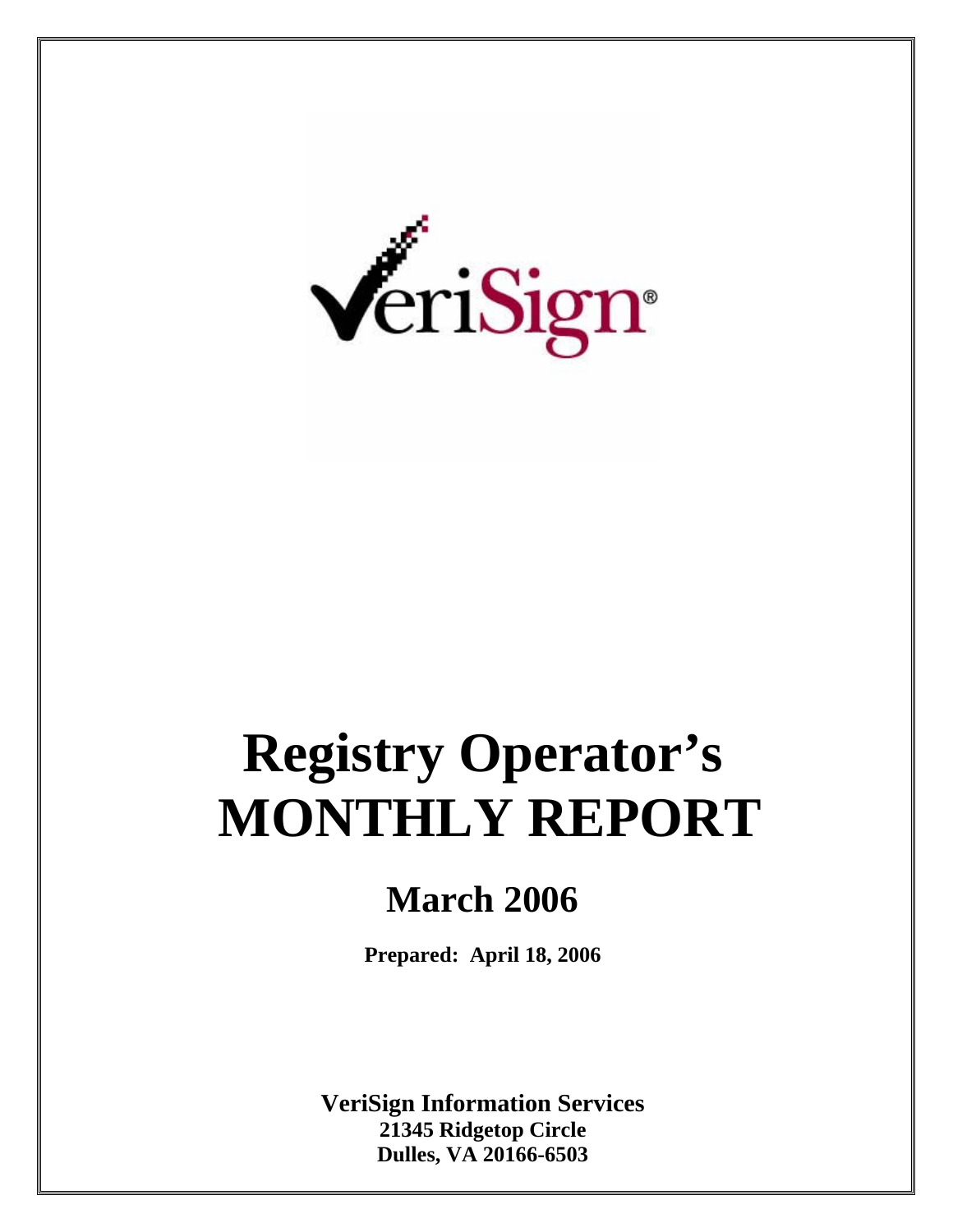VeriSign®

# Registry Operator's MONTHLY REPORT

## March 2006

**Prepared: April 18, 2006**

**VeriSign Information Services**
**21345 Ridgetop Circle**
**Dulles, VA 20166-6503**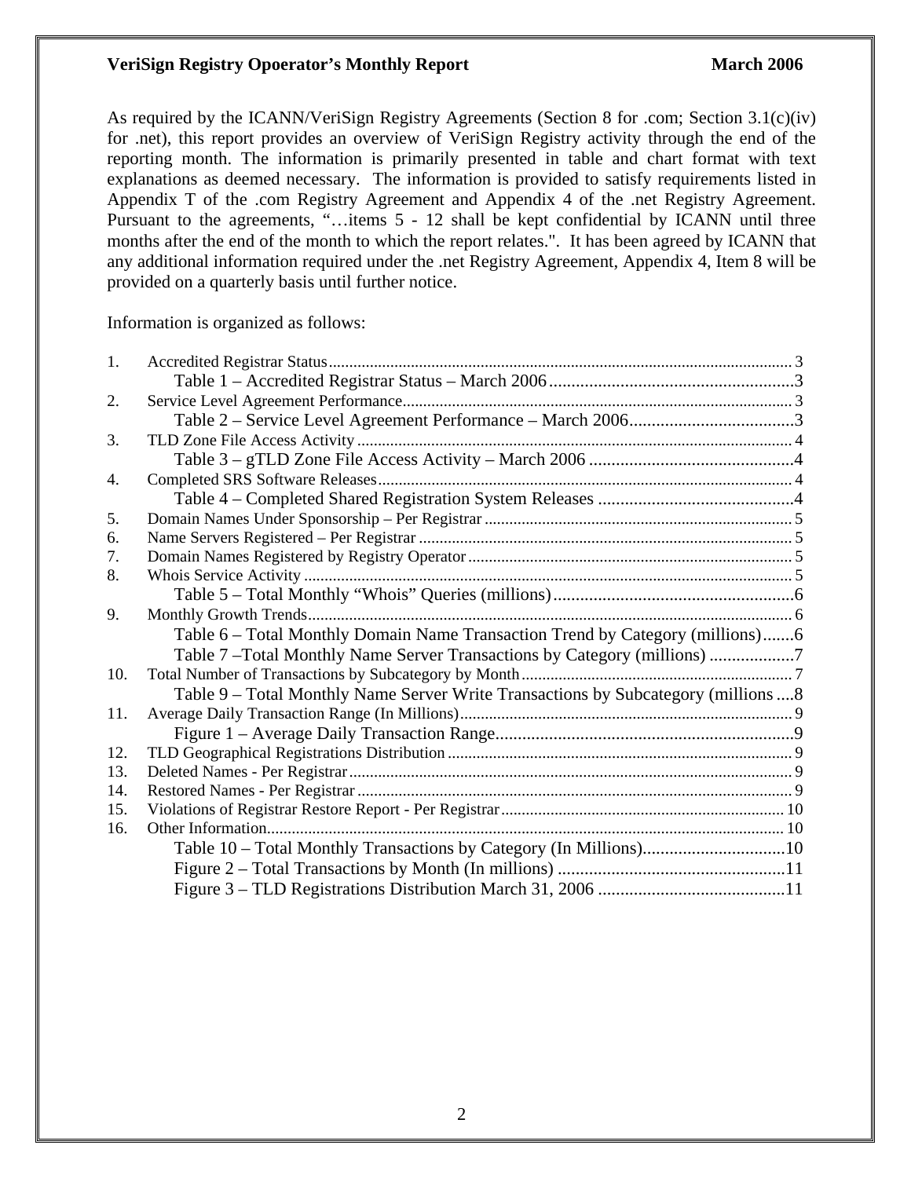As required by the ICANN/VeriSign Registry Agreements (Section 8 for .com; Section 3.1(c)(iv) for .net), this report provides an overview of VeriSign Registry activity through the end of the reporting month. The information is primarily presented in table and chart format with text explanations as deemed necessary. The information is provided to satisfy requirements listed in Appendix T of the .com Registry Agreement and Appendix 4 of the .net Registry Agreement. Pursuant to the agreements, "…items 5 - 12 shall be kept confidential by ICANN until three months after the end of the month to which the report relates.". It has been agreed by ICANN that any additional information required under the .net Registry Agreement, Appendix 4, Item 8 will be provided on a quarterly basis until further notice.

Information is organized as follows:

1. Accredited Registrar Status ........ 3
   - Table 1 – Accredited Registrar Status – March 2006 ........ 3
2. Service Level Agreement Performance ........ 3
   - Table 2 – Service Level Agreement Performance – March 2006 ........ 3
3. TLD Zone File Access Activity ........ 4
   - Table 3 – gTLD Zone File Access Activity – March 2006 ........ 4
4. Completed SRS Software Releases ........ 4
   - Table 4 – Completed Shared Registration System Releases ........ 4
5. Domain Names Under Sponsorship – Per Registrar ........ 5
6. Name Servers Registered – Per Registrar ........ 5
7. Domain Names Registered by Registry Operator ........ 5
8. Whois Service Activity ........ 5
   - Table 5 – Total Monthly "Whois" Queries (millions) ........ 6
9. Monthly Growth Trends ........ 6
   - Table 6 – Total Monthly Domain Name Transaction Trend by Category (millions) ........ 6
   - Table 7 –Total Monthly Name Server Transactions by Category (millions) ........ 7
10. Total Number of Transactions by Subcategory by Month ........ 7
    - Table 9 – Total Monthly Name Server Write Transactions by Subcategory (millions ........ 8
11. Average Daily Transaction Range (In Millions) ........ 9
    - Figure 1 – Average Daily Transaction Range ........ 9
12. TLD Geographical Registrations Distribution ........ 9
13. Deleted Names - Per Registrar ........ 9
14. Restored Names - Per Registrar ........ 9
15. Violations of Registrar Restore Report - Per Registrar ........ 10
16. Other Information ........ 10
    - Table 10 – Total Monthly Transactions by Category (In Millions) ........ 10
    - Figure 2 – Total Transactions by Month (In millions) ........ 11
    - Figure 3 – TLD Registrations Distribution March 31, 2006 ........ 11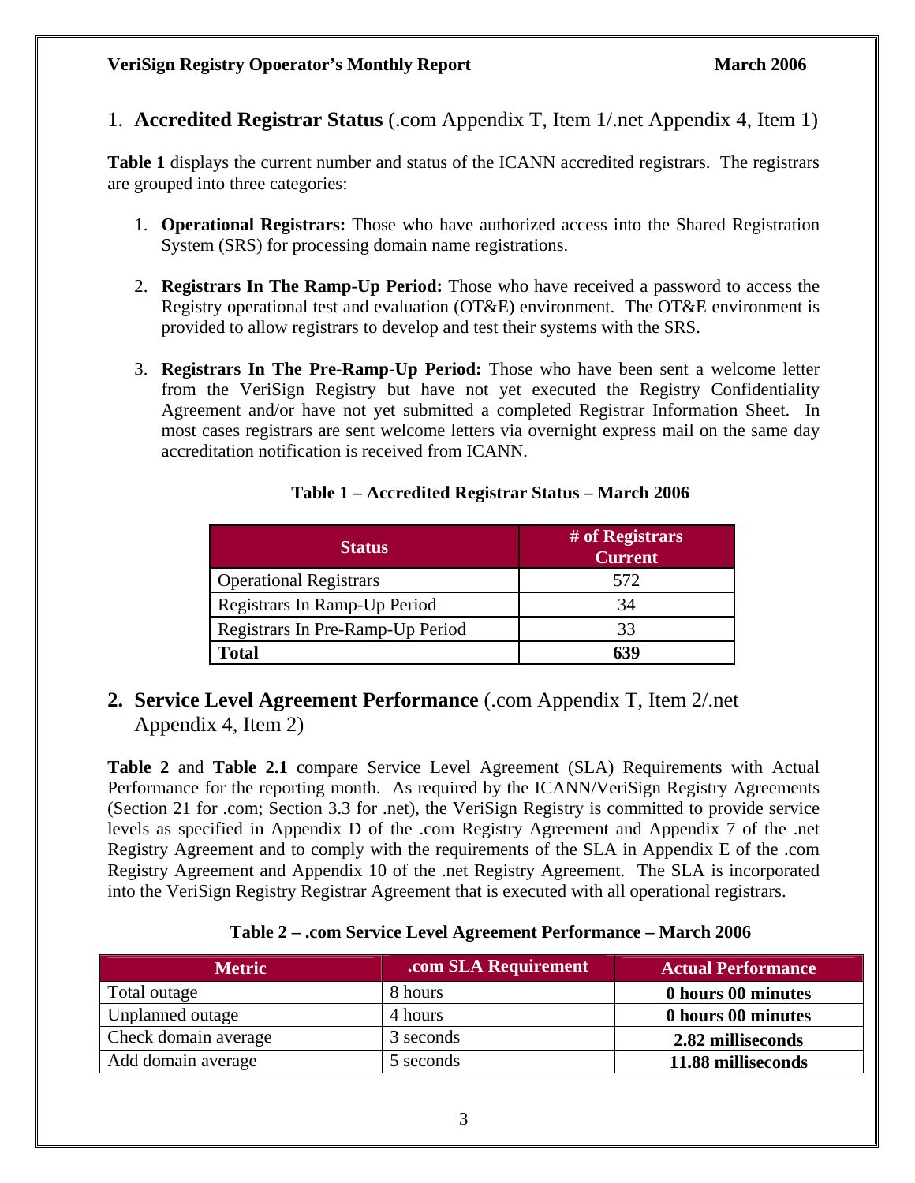## 1. **Accredited Registrar Status** (.com Appendix T, Item 1/.net Appendix 4, Item 1)

**Table 1** displays the current number and status of the ICANN accredited registrars. The registrars are grouped into three categories:

1. **Operational Registrars:** Those who have authorized access into the Shared Registration System (SRS) for processing domain name registrations.

2. **Registrars In The Ramp-Up Period:** Those who have received a password to access the Registry operational test and evaluation (OT&E) environment. The OT&E environment is provided to allow registrars to develop and test their systems with the SRS.

3. **Registrars In The Pre-Ramp-Up Period:** Those who have been sent a welcome letter from the VeriSign Registry but have not yet executed the Registry Confidentiality Agreement and/or have not yet submitted a completed Registrar Information Sheet. In most cases registrars are sent welcome letters via overnight express mail on the same day accreditation notification is received from ICANN.

**Table 1 – Accredited Registrar Status – March 2006**

| Status | # of Registrars Current |
|---|---|
| Operational Registrars | 572 |
| Registrars In Ramp-Up Period | 34 |
| Registrars In Pre-Ramp-Up Period | 33 |
| **Total** | **639** |

## 2. **Service Level Agreement Performance** (.com Appendix T, Item 2/.net Appendix 4, Item 2)

**Table 2** and **Table 2.1** compare Service Level Agreement (SLA) Requirements with Actual Performance for the reporting month. As required by the ICANN/VeriSign Registry Agreements (Section 21 for .com; Section 3.3 for .net), the VeriSign Registry is committed to provide service levels as specified in Appendix D of the .com Registry Agreement and Appendix 7 of the .net Registry Agreement and to comply with the requirements of the SLA in Appendix E of the .com Registry Agreement and Appendix 10 of the .net Registry Agreement. The SLA is incorporated into the VeriSign Registry Registrar Agreement that is executed with all operational registrars.

**Table 2 – .com Service Level Agreement Performance – March 2006**

| Metric | .com SLA Requirement | Actual Performance |
|---|---|---|
| Total outage | 8 hours | **0 hours 00 minutes** |
| Unplanned outage | 4 hours | **0 hours 00 minutes** |
| Check domain average | 3 seconds | **2.82 milliseconds** |
| Add domain average | 5 seconds | **11.88 milliseconds** |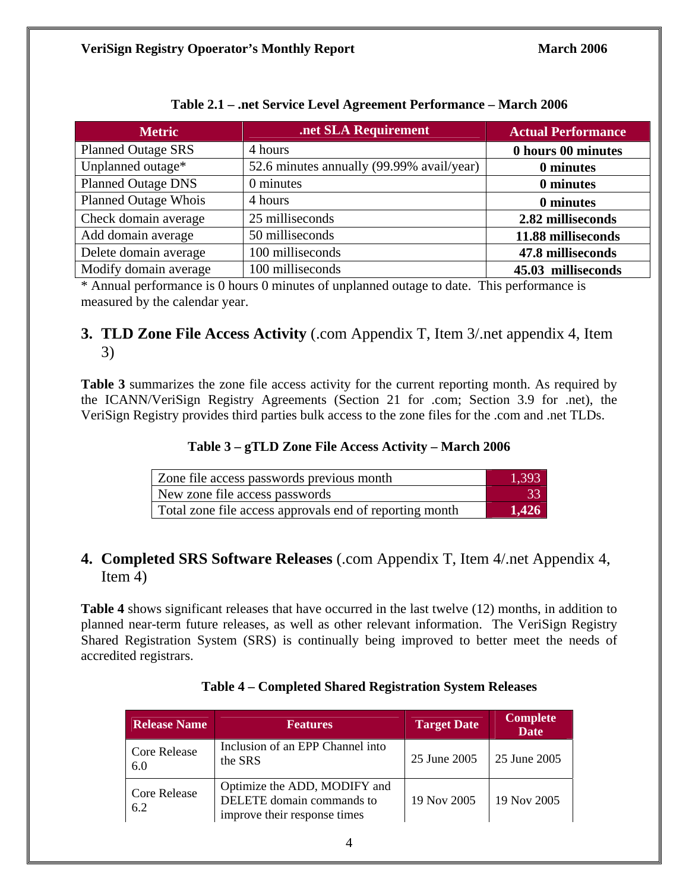**Table 2.1 – .net Service Level Agreement Performance – March 2006**

| Metric | .net SLA Requirement | Actual Performance |
|---|---|---|
| Planned Outage SRS | 4 hours | **0 hours 00 minutes** |
| Unplanned outage* | 52.6 minutes annually (99.99% avail/year) | **0 minutes** |
| Planned Outage DNS | 0 minutes | **0 minutes** |
| Planned Outage Whois | 4 hours | **0 minutes** |
| Check domain average | 25 milliseconds | **2.82 milliseconds** |
| Add domain average | 50 milliseconds | **11.88 milliseconds** |
| Delete domain average | 100 milliseconds | **47.8 milliseconds** |
| Modify domain average | 100 milliseconds | **45.03 milliseconds** |

\* Annual performance is 0 hours 0 minutes of unplanned outage to date. This performance is measured by the calendar year.

## 3. TLD Zone File Access Activity (.com Appendix T, Item 3/.net appendix 4, Item 3)

**Table 3** summarizes the zone file access activity for the current reporting month. As required by the ICANN/VeriSign Registry Agreements (Section 21 for .com; Section 3.9 for .net), the VeriSign Registry provides third parties bulk access to the zone files for the .com and .net TLDs.

**Table 3 – gTLD Zone File Access Activity – March 2006**

| | |
|---|---|
| Zone file access passwords previous month | 1,393 |
| New zone file access passwords | 33 |
| Total zone file access approvals end of reporting month | **1,426** |

## 4. Completed SRS Software Releases (.com Appendix T, Item 4/.net Appendix 4, Item 4)

**Table 4** shows significant releases that have occurred in the last twelve (12) months, in addition to planned near-term future releases, as well as other relevant information. The VeriSign Registry Shared Registration System (SRS) is continually being improved to better meet the needs of accredited registrars.

**Table 4 – Completed Shared Registration System Releases**

| Release Name | Features | Target Date | Complete Date |
|---|---|---|---|
| Core Release 6.0 | Inclusion of an EPP Channel into the SRS | 25 June 2005 | 25 June 2005 |
| Core Release 6.2 | Optimize the ADD, MODIFY and DELETE domain commands to improve their response times | 19 Nov 2005 | 19 Nov 2005 |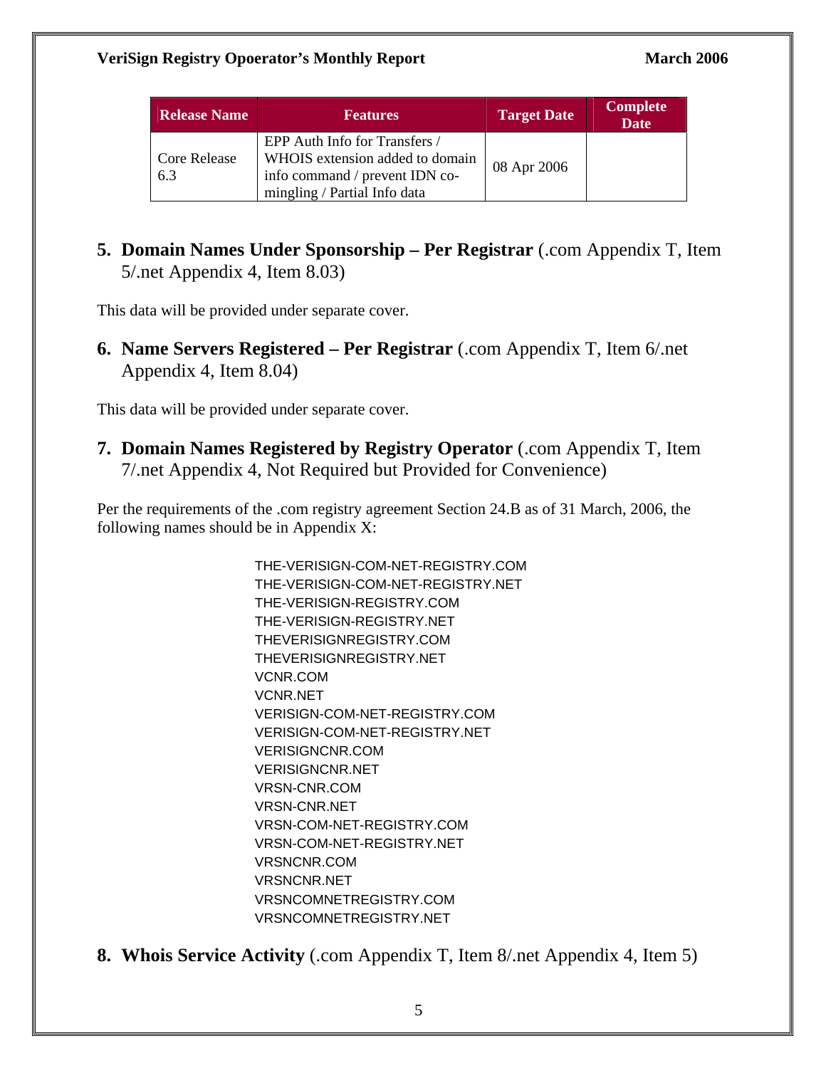| Release Name | Features | Target Date | Complete Date |
|---|---|---|---|
| Core Release 6.3 | EPP Auth Info for Transfers / WHOIS extension added to domain info command / prevent IDN co-mingling / Partial Info data | 08 Apr 2006 | |

## 5. **Domain Names Under Sponsorship – Per Registrar** (.com Appendix T, Item 5/.net Appendix 4, Item 8.03)

This data will be provided under separate cover.

## 6. **Name Servers Registered – Per Registrar** (.com Appendix T, Item 6/.net Appendix 4, Item 8.04)

This data will be provided under separate cover.

## 7. **Domain Names Registered by Registry Operator** (.com Appendix T, Item 7/.net Appendix 4, Not Required but Provided for Convenience)

Per the requirements of the .com registry agreement Section 24.B as of 31 March, 2006, the following names should be in Appendix X:

THE-VERISIGN-COM-NET-REGISTRY.COM
THE-VERISIGN-COM-NET-REGISTRY.NET
THE-VERISIGN-REGISTRY.COM
THE-VERISIGN-REGISTRY.NET
THEVERISIGNREGISTRY.COM
THEVERISIGNREGISTRY.NET
VCNR.COM
VCNR.NET
VERISIGN-COM-NET-REGISTRY.COM
VERISIGN-COM-NET-REGISTRY.NET
VERISIGNCNR.COM
VERISIGNCNR.NET
VRSN-CNR.COM
VRSN-CNR.NET
VRSN-COM-NET-REGISTRY.COM
VRSN-COM-NET-REGISTRY.NET
VRSNCNR.COM
VRSNCNR.NET
VRSNCOMNETREGISTRY.COM
VRSNCOMNETREGISTRY.NET

## 8. **Whois Service Activity** (.com Appendix T, Item 8/.net Appendix 4, Item 5)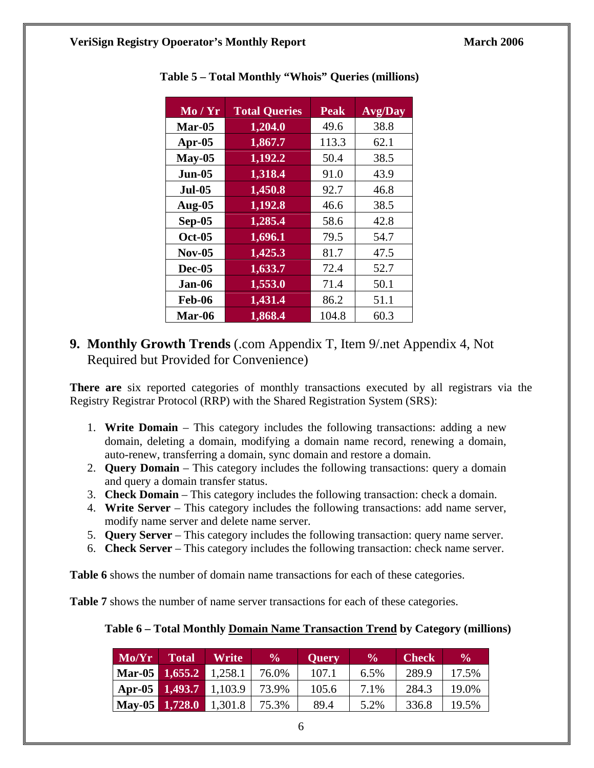**Table 5 – Total Monthly "Whois" Queries (millions)**

| Mo / Yr | Total Queries | Peak | Avg/Day |
|---|---|---|---|
| Mar-05 | 1,204.0 | 49.6 | 38.8 |
| Apr-05 | 1,867.7 | 113.3 | 62.1 |
| May-05 | 1,192.2 | 50.4 | 38.5 |
| Jun-05 | 1,318.4 | 91.0 | 43.9 |
| Jul-05 | 1,450.8 | 92.7 | 46.8 |
| Aug-05 | 1,192.8 | 46.6 | 38.5 |
| Sep-05 | 1,285.4 | 58.6 | 42.8 |
| Oct-05 | 1,696.1 | 79.5 | 54.7 |
| Nov-05 | 1,425.3 | 81.7 | 47.5 |
| Dec-05 | 1,633.7 | 72.4 | 52.7 |
| Jan-06 | 1,553.0 | 71.4 | 50.1 |
| Feb-06 | 1,431.4 | 86.2 | 51.1 |
| Mar-06 | 1,868.4 | 104.8 | 60.3 |

## 9. Monthly Growth Trends (.com Appendix T, Item 9/.net Appendix 4, Not Required but Provided for Convenience)

**There are** six reported categories of monthly transactions executed by all registrars via the Registry Registrar Protocol (RRP) with the Shared Registration System (SRS):

1. **Write Domain** – This category includes the following transactions: adding a new domain, deleting a domain, modifying a domain name record, renewing a domain, auto-renew, transferring a domain, sync domain and restore a domain.
2. **Query Domain** – This category includes the following transactions: query a domain and query a domain transfer status.
3. **Check Domain** – This category includes the following transaction: check a domain.
4. **Write Server** – This category includes the following transactions: add name server, modify name server and delete name server.
5. **Query Server** – This category includes the following transaction: query name server.
6. **Check Server** – This category includes the following transaction: check name server.

**Table 6** shows the number of domain name transactions for each of these categories.

**Table 7** shows the number of name server transactions for each of these categories.

**Table 6 – Total Monthly Domain Name Transaction Trend by Category (millions)**

| Mo/Yr | Total | Write | % | Query | % | Check | % |
|---|---|---|---|---|---|---|---|
| Mar-05 | 1,655.2 | 1,258.1 | 76.0% | 107.1 | 6.5% | 289.9 | 17.5% |
| Apr-05 | 1,493.7 | 1,103.9 | 73.9% | 105.6 | 7.1% | 284.3 | 19.0% |
| May-05 | 1,728.0 | 1,301.8 | 75.3% | 89.4 | 5.2% | 336.8 | 19.5% |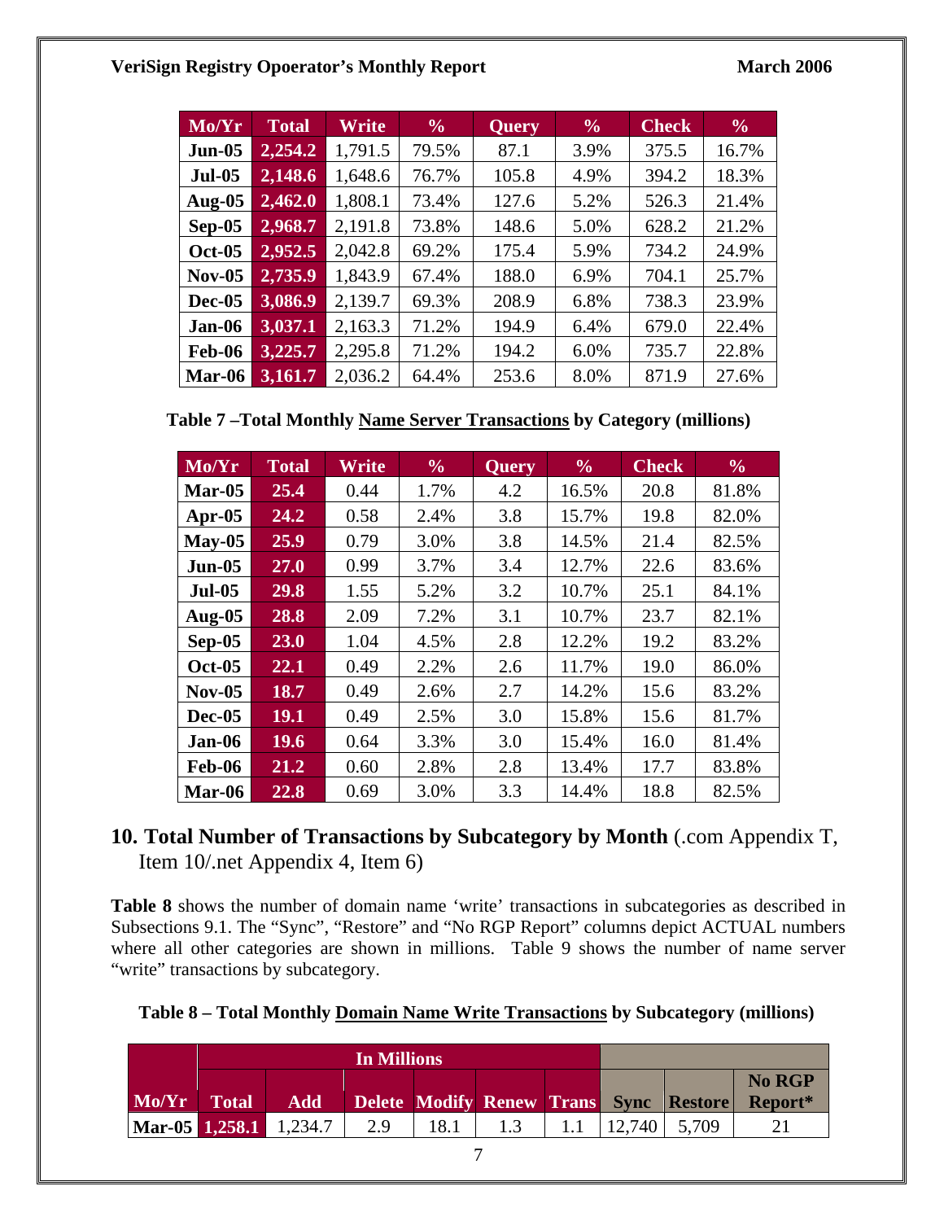| Mo/Yr | Total | Write | % | Query | % | Check | % |
|---|---|---|---|---|---|---|---|
| Jun-05 | 2,254.2 | 1,791.5 | 79.5% | 87.1 | 3.9% | 375.5 | 16.7% |
| Jul-05 | 2,148.6 | 1,648.6 | 76.7% | 105.8 | 4.9% | 394.2 | 18.3% |
| Aug-05 | 2,462.0 | 1,808.1 | 73.4% | 127.6 | 5.2% | 526.3 | 21.4% |
| Sep-05 | 2,968.7 | 2,191.8 | 73.8% | 148.6 | 5.0% | 628.2 | 21.2% |
| Oct-05 | 2,952.5 | 2,042.8 | 69.2% | 175.4 | 5.9% | 734.2 | 24.9% |
| Nov-05 | 2,735.9 | 1,843.9 | 67.4% | 188.0 | 6.9% | 704.1 | 25.7% |
| Dec-05 | 3,086.9 | 2,139.7 | 69.3% | 208.9 | 6.8% | 738.3 | 23.9% |
| Jan-06 | 3,037.1 | 2,163.3 | 71.2% | 194.9 | 6.4% | 679.0 | 22.4% |
| Feb-06 | 3,225.7 | 2,295.8 | 71.2% | 194.2 | 6.0% | 735.7 | 22.8% |
| Mar-06 | 3,161.7 | 2,036.2 | 64.4% | 253.6 | 8.0% | 871.9 | 27.6% |

**Table 7 –Total Monthly Name Server Transactions by Category (millions)**

| Mo/Yr | Total | Write | % | Query | % | Check | % |
|---|---|---|---|---|---|---|---|
| Mar-05 | 25.4 | 0.44 | 1.7% | 4.2 | 16.5% | 20.8 | 81.8% |
| Apr-05 | 24.2 | 0.58 | 2.4% | 3.8 | 15.7% | 19.8 | 82.0% |
| May-05 | 25.9 | 0.79 | 3.0% | 3.8 | 14.5% | 21.4 | 82.5% |
| Jun-05 | 27.0 | 0.99 | 3.7% | 3.4 | 12.7% | 22.6 | 83.6% |
| Jul-05 | 29.8 | 1.55 | 5.2% | 3.2 | 10.7% | 25.1 | 84.1% |
| Aug-05 | 28.8 | 2.09 | 7.2% | 3.1 | 10.7% | 23.7 | 82.1% |
| Sep-05 | 23.0 | 1.04 | 4.5% | 2.8 | 12.2% | 19.2 | 83.2% |
| Oct-05 | 22.1 | 0.49 | 2.2% | 2.6 | 11.7% | 19.0 | 86.0% |
| Nov-05 | 18.7 | 0.49 | 2.6% | 2.7 | 14.2% | 15.6 | 83.2% |
| Dec-05 | 19.1 | 0.49 | 2.5% | 3.0 | 15.8% | 15.6 | 81.7% |
| Jan-06 | 19.6 | 0.64 | 3.3% | 3.0 | 15.4% | 16.0 | 81.4% |
| Feb-06 | 21.2 | 0.60 | 2.8% | 2.8 | 13.4% | 17.7 | 83.8% |
| Mar-06 | 22.8 | 0.69 | 3.0% | 3.3 | 14.4% | 18.8 | 82.5% |

## 10. Total Number of Transactions by Subcategory by Month (.com Appendix T, Item 10/.net Appendix 4, Item 6)

**Table 8** shows the number of domain name 'write' transactions in subcategories as described in Subsections 9.1. The "Sync", "Restore" and "No RGP Report" columns depict ACTUAL numbers where all other categories are shown in millions. Table 9 shows the number of name server "write" transactions by subcategory.

**Table 8 – Total Monthly Domain Name Write Transactions by Subcategory (millions)**

| | In Millions | | | | | | | | |
|---|---|---|---|---|---|---|---|---|---|
| Mo/Yr | Total | Add | Delete | Modify | Renew | Trans | Sync | Restore | No RGP Report* |
| Mar-05 | 1,258.1 | 1,234.7 | 2.9 | 18.1 | 1.3 | 1.1 | 12,740 | 5,709 | 21 |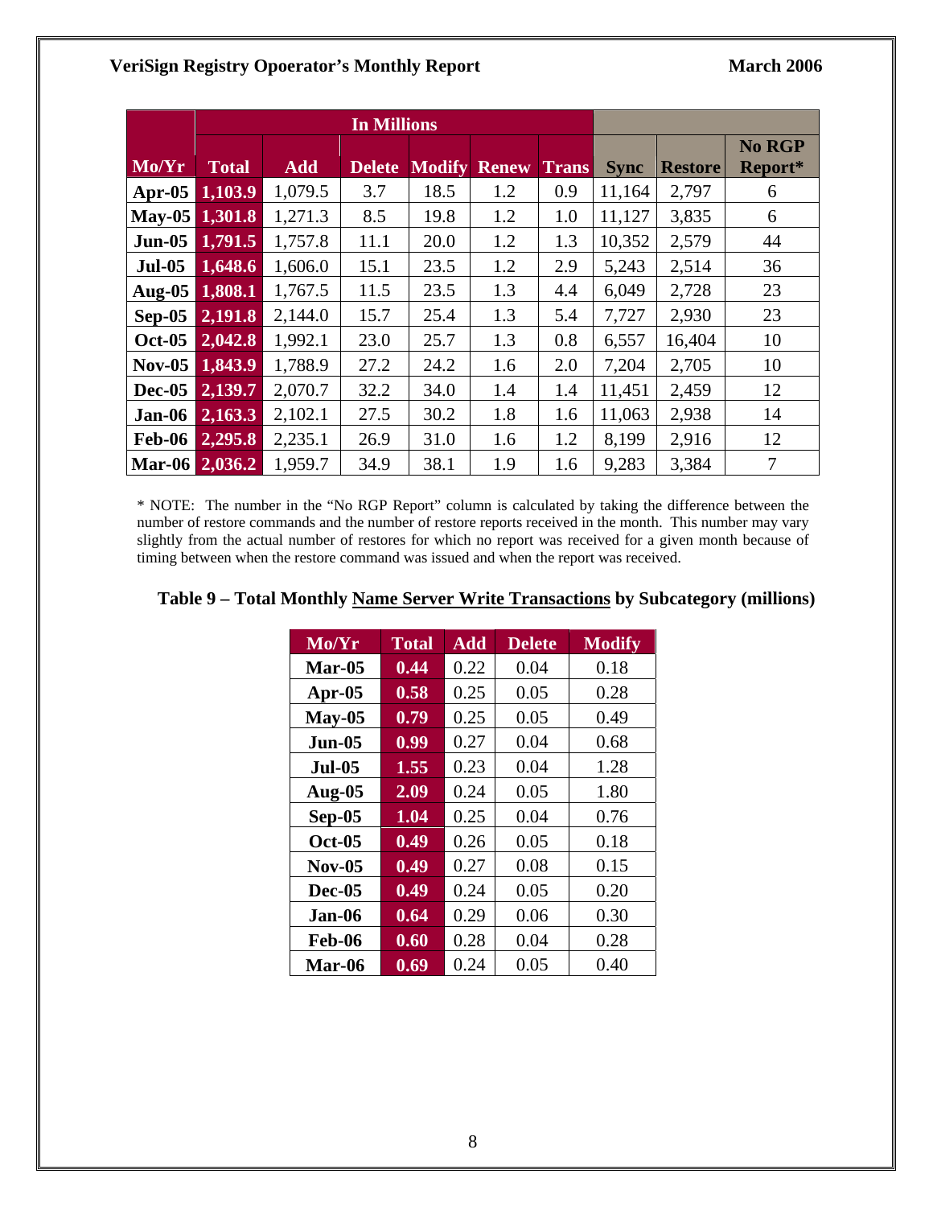| Mo/Yr | In Millions | | | | | | | | |
|---|---|---|---|---|---|---|---|---|---|
| | Total | Add | Delete | Modify | Renew | Trans | Sync | Restore | No RGP Report* |
| Apr-05 | 1,103.9 | 1,079.5 | 3.7 | 18.5 | 1.2 | 0.9 | 11,164 | 2,797 | 6 |
| May-05 | 1,301.8 | 1,271.3 | 8.5 | 19.8 | 1.2 | 1.0 | 11,127 | 3,835 | 6 |
| Jun-05 | 1,791.5 | 1,757.8 | 11.1 | 20.0 | 1.2 | 1.3 | 10,352 | 2,579 | 44 |
| Jul-05 | 1,648.6 | 1,606.0 | 15.1 | 23.5 | 1.2 | 2.9 | 5,243 | 2,514 | 36 |
| Aug-05 | 1,808.1 | 1,767.5 | 11.5 | 23.5 | 1.3 | 4.4 | 6,049 | 2,728 | 23 |
| Sep-05 | 2,191.8 | 2,144.0 | 15.7 | 25.4 | 1.3 | 5.4 | 7,727 | 2,930 | 23 |
| Oct-05 | 2,042.8 | 1,992.1 | 23.0 | 25.7 | 1.3 | 0.8 | 6,557 | 16,404 | 10 |
| Nov-05 | 1,843.9 | 1,788.9 | 27.2 | 24.2 | 1.6 | 2.0 | 7,204 | 2,705 | 10 |
| Dec-05 | 2,139.7 | 2,070.7 | 32.2 | 34.0 | 1.4 | 1.4 | 11,451 | 2,459 | 12 |
| Jan-06 | 2,163.3 | 2,102.1 | 27.5 | 30.2 | 1.8 | 1.6 | 11,063 | 2,938 | 14 |
| Feb-06 | 2,295.8 | 2,235.1 | 26.9 | 31.0 | 1.6 | 1.2 | 8,199 | 2,916 | 12 |
| Mar-06 | 2,036.2 | 1,959.7 | 34.9 | 38.1 | 1.9 | 1.6 | 9,283 | 3,384 | 7 |

* NOTE: The number in the "No RGP Report" column is calculated by taking the difference between the number of restore commands and the number of restore reports received in the month. This number may vary slightly from the actual number of restores for which no report was received for a given month because of timing between when the restore command was issued and when the report was received.

**Table 9 – Total Monthly Name Server Write Transactions by Subcategory (millions)**

| Mo/Yr | Total | Add | Delete | Modify |
|---|---|---|---|---|
| Mar-05 | 0.44 | 0.22 | 0.04 | 0.18 |
| Apr-05 | 0.58 | 0.25 | 0.05 | 0.28 |
| May-05 | 0.79 | 0.25 | 0.05 | 0.49 |
| Jun-05 | 0.99 | 0.27 | 0.04 | 0.68 |
| Jul-05 | 1.55 | 0.23 | 0.04 | 1.28 |
| Aug-05 | 2.09 | 0.24 | 0.05 | 1.80 |
| Sep-05 | 1.04 | 0.25 | 0.04 | 0.76 |
| Oct-05 | 0.49 | 0.26 | 0.05 | 0.18 |
| Nov-05 | 0.49 | 0.27 | 0.08 | 0.15 |
| Dec-05 | 0.49 | 0.24 | 0.05 | 0.20 |
| Jan-06 | 0.64 | 0.29 | 0.06 | 0.30 |
| Feb-06 | 0.60 | 0.28 | 0.04 | 0.28 |
| Mar-06 | 0.69 | 0.24 | 0.05 | 0.40 |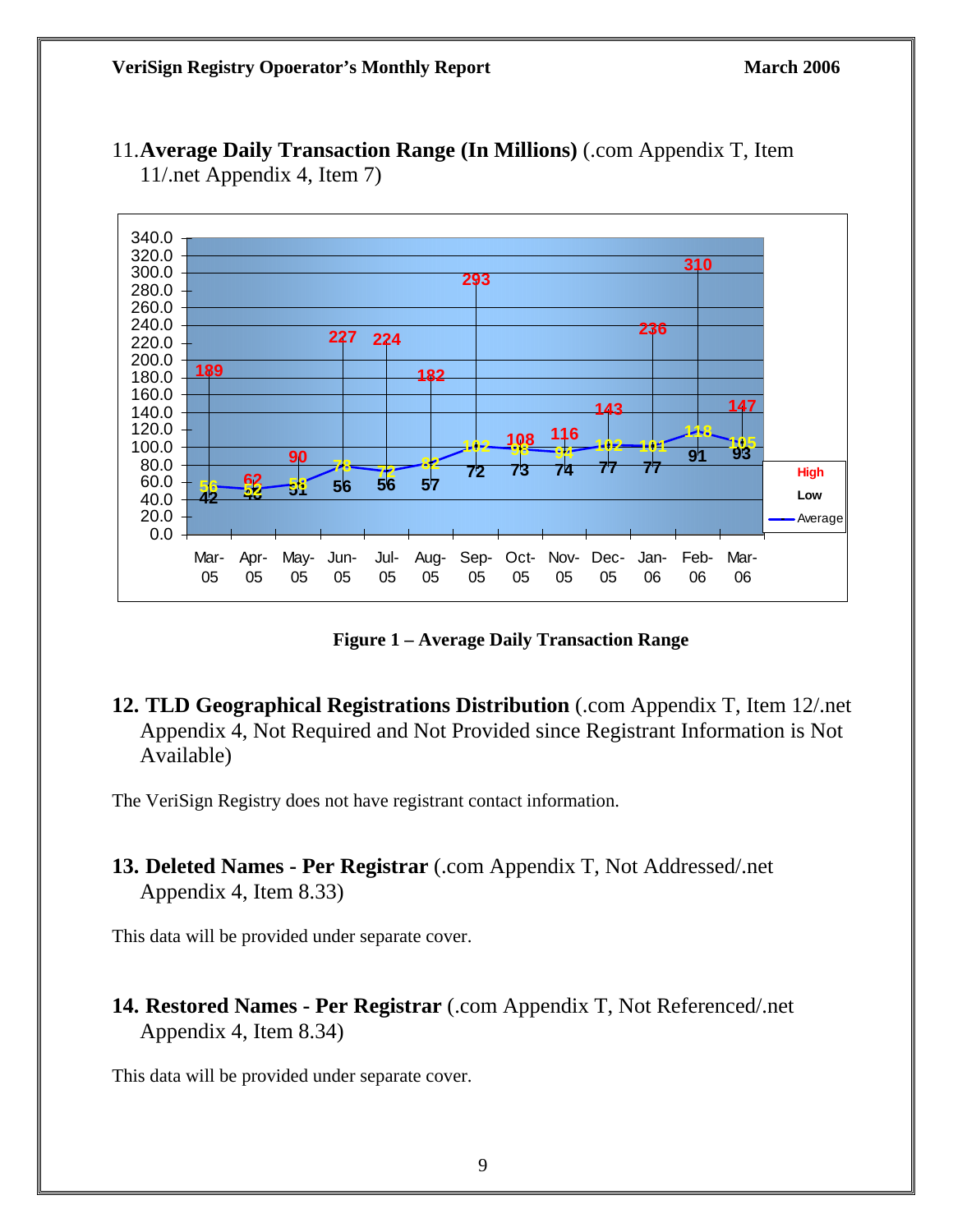11. **Average Daily Transaction Range (In Millions)** (.com Appendix T, Item 11/.net Appendix 4, Item 7)

| Month | High | Low | Average |
|---|---|---|---|
| Mar-05 | 189 | 42 | 56 |
| Apr-05 | 62 | 48 | 52 |
| May-05 | 90 | 51 | 58 |
| Jun-05 | 227 | 56 | 78 |
| Jul-05 | 224 | 56 | 72 |
| Aug-05 | 182 | 57 | 82 |
| Sep-05 | 293 | 72 | 102 |
| Oct-05 | 108 | 73 | 98 |
| Nov-05 | 116 | 74 | 94 |
| Dec-05 | 143 | 77 | 102 |
| Jan-06 | 236 | 77 | 101 |
| Feb-06 | 310 | 91 | 118 |
| Mar-06 | 147 | 93 | 105 |

**Figure 1 – Average Daily Transaction Range**

**12. TLD Geographical Registrations Distribution** (.com Appendix T, Item 12/.net Appendix 4, Not Required and Not Provided since Registrant Information is Not Available)

The VeriSign Registry does not have registrant contact information.

**13. Deleted Names - Per Registrar** (.com Appendix T, Not Addressed/.net Appendix 4, Item 8.33)

This data will be provided under separate cover.

**14. Restored Names - Per Registrar** (.com Appendix T, Not Referenced/.net Appendix 4, Item 8.34)

This data will be provided under separate cover.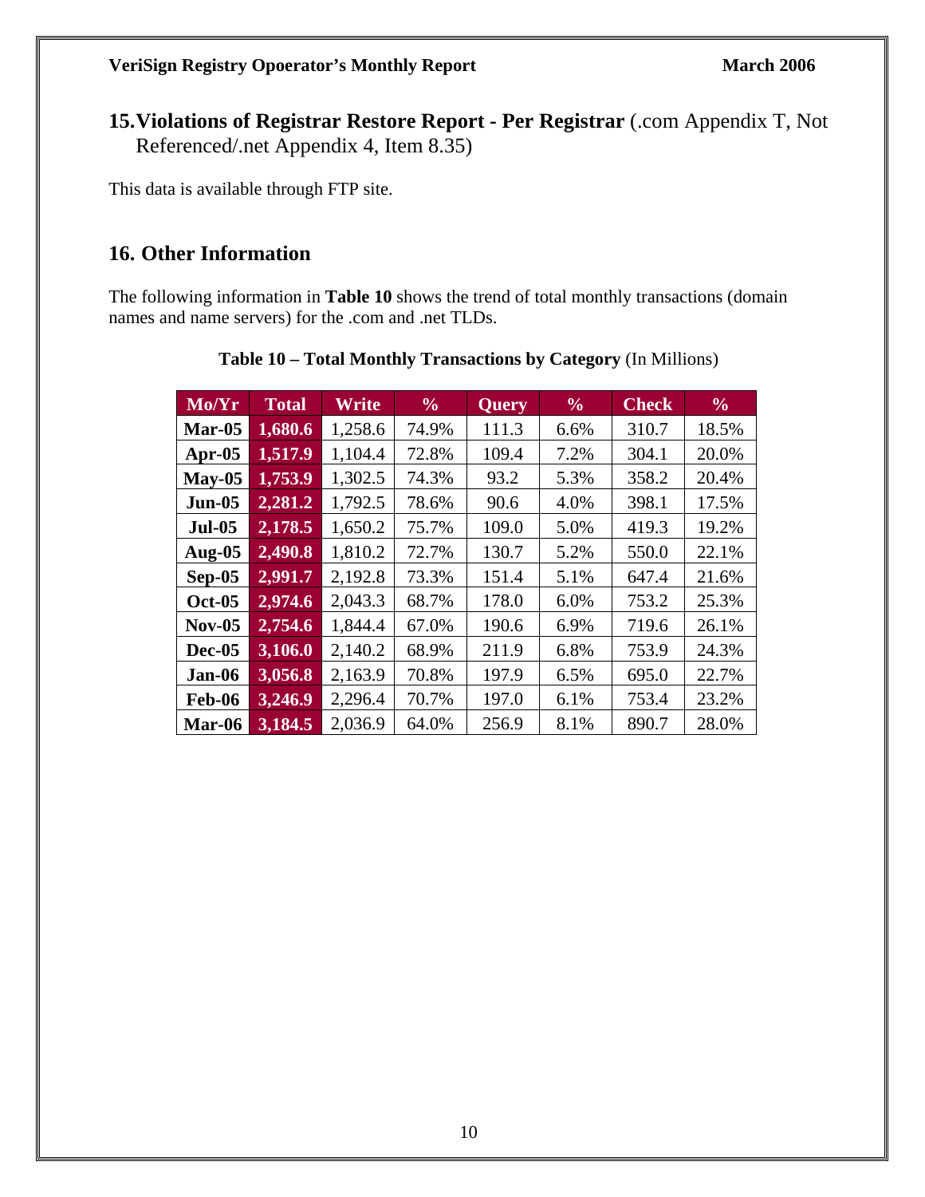## 15. Violations of Registrar Restore Report - Per Registrar (.com Appendix T, Not Referenced/.net Appendix 4, Item 8.35)

This data is available through FTP site.

## 16. Other Information

The following information in **Table 10** shows the trend of total monthly transactions (domain names and name servers) for the .com and .net TLDs.

**Table 10 – Total Monthly Transactions by Category** (In Millions)

| Mo/Yr | Total | Write | % | Query | % | Check | % |
|---|---|---|---|---|---|---|---|
| **Mar-05** | **1,680.6** | 1,258.6 | 74.9% | 111.3 | 6.6% | 310.7 | 18.5% |
| **Apr-05** | **1,517.9** | 1,104.4 | 72.8% | 109.4 | 7.2% | 304.1 | 20.0% |
| **May-05** | **1,753.9** | 1,302.5 | 74.3% | 93.2 | 5.3% | 358.2 | 20.4% |
| **Jun-05** | **2,281.2** | 1,792.5 | 78.6% | 90.6 | 4.0% | 398.1 | 17.5% |
| **Jul-05** | **2,178.5** | 1,650.2 | 75.7% | 109.0 | 5.0% | 419.3 | 19.2% |
| **Aug-05** | **2,490.8** | 1,810.2 | 72.7% | 130.7 | 5.2% | 550.0 | 22.1% |
| **Sep-05** | **2,991.7** | 2,192.8 | 73.3% | 151.4 | 5.1% | 647.4 | 21.6% |
| **Oct-05** | **2,974.6** | 2,043.3 | 68.7% | 178.0 | 6.0% | 753.2 | 25.3% |
| **Nov-05** | **2,754.6** | 1,844.4 | 67.0% | 190.6 | 6.9% | 719.6 | 26.1% |
| **Dec-05** | **3,106.0** | 2,140.2 | 68.9% | 211.9 | 6.8% | 753.9 | 24.3% |
| **Jan-06** | **3,056.8** | 2,163.9 | 70.8% | 197.9 | 6.5% | 695.0 | 22.7% |
| **Feb-06** | **3,246.9** | 2,296.4 | 70.7% | 197.0 | 6.1% | 753.4 | 23.2% |
| **Mar-06** | **3,184.5** | 2,036.9 | 64.0% | 256.9 | 8.1% | 890.7 | 28.0% |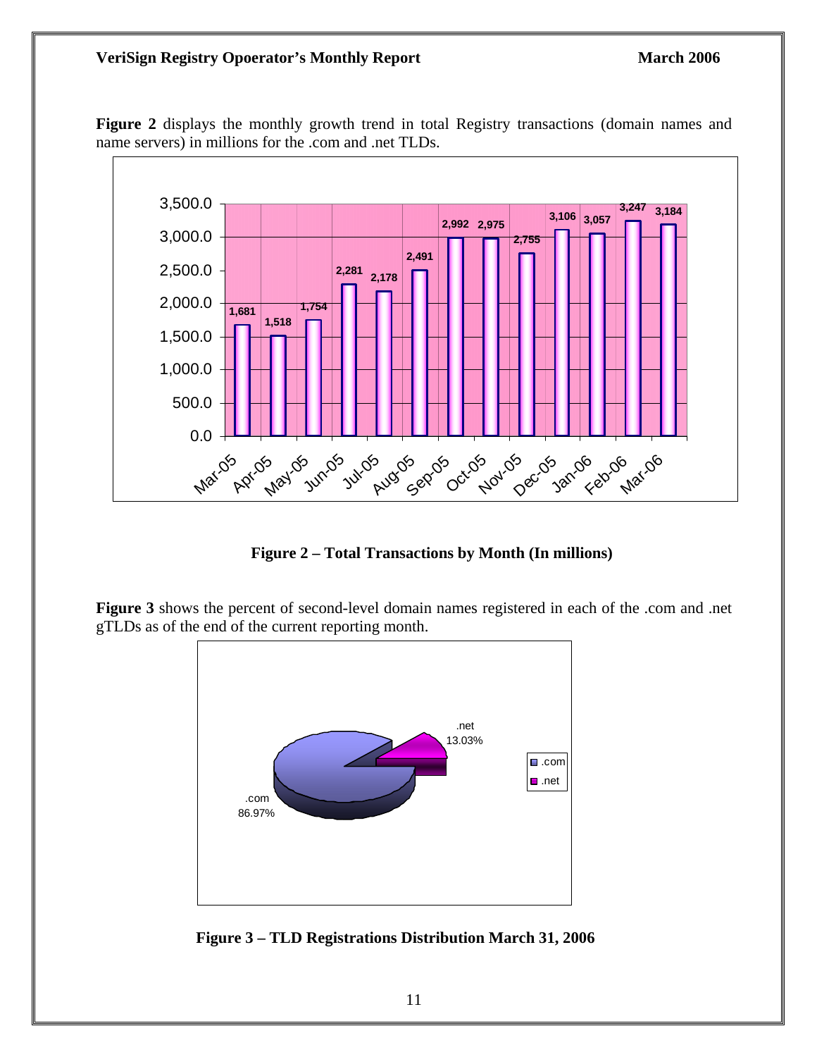**Figure 2** displays the monthly growth trend in total Registry transactions (domain names and name servers) in millions for the .com and .net TLDs.

| Month | Total Transactions (millions) |
|---|---|
| Mar-05 | 1,681 |
| Apr-05 | 1,518 |
| May-05 | 1,754 |
| Jun-05 | 2,281 |
| Jul-05 | 2,178 |
| Aug-05 | 2,491 |
| Sep-05 | 2,992 |
| Oct-05 | 2,975 |
| Nov-05 | 2,755 |
| Dec-05 | 3,106 |
| Jan-06 | 3,057 |
| Feb-06 | 3,247 |
| Mar-06 | 3,184 |

**Figure 2 – Total Transactions by Month (In millions)**

**Figure 3** shows the percent of second-level domain names registered in each of the .com and .net gTLDs as of the end of the current reporting month.

| TLD | Percent |
|---|---|
| .com | 86.97% |
| .net | 13.03% |

**Figure 3 – TLD Registrations Distribution March 31, 2006**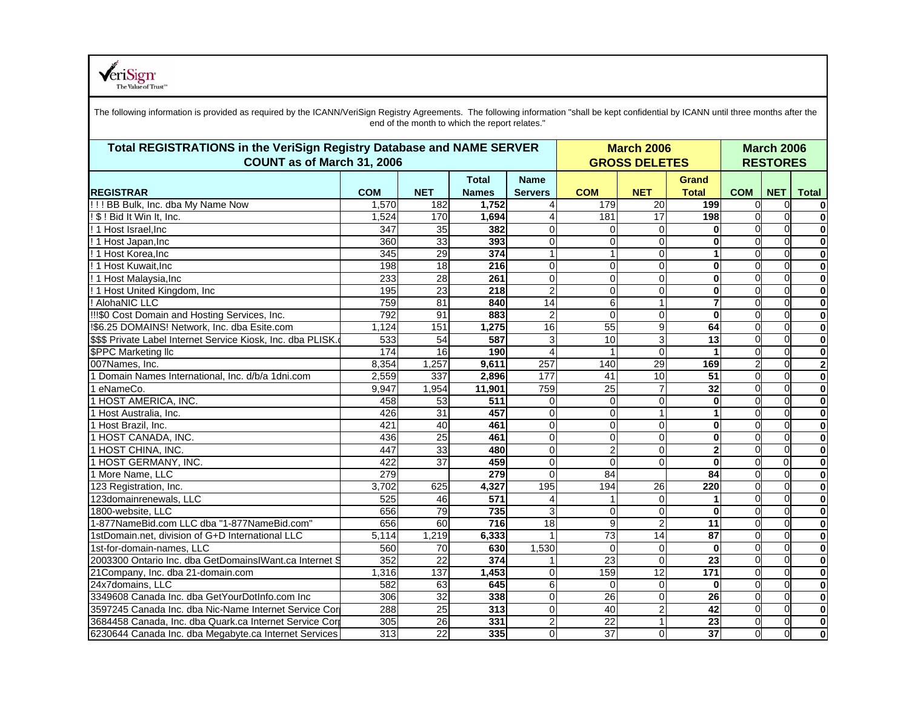VeriSign The Value of Trust™

The following information is provided as required by the ICANN/VeriSign Registry Agreements. The following information "shall be kept confidential by ICANN until three months after the end of the month to which the report relates."

| Total REGISTRATIONS in the VeriSign Registry Database and NAME SERVER COUNT as of March 31, 2006 | | | | | March 2006 GROSS DELETES | | | March 2006 RESTORES | | |
|---|---|---|---|---|---|---|---|---|---|---|
| REGISTRAR | COM | NET | Total Names | Name Servers | COM | NET | Grand Total | COM | NET | Total |
| ! ! ! BB Bulk, Inc. dba My Name Now | 1,570 | 182 | 1,752 | 4 | 179 | 20 | 199 | 0 | 0 | 0 |
| ! $ ! Bid It Win It, Inc. | 1,524 | 170 | 1,694 | 4 | 181 | 17 | 198 | 0 | 0 | 0 |
| ! 1 Host Israel,Inc | 347 | 35 | 382 | 0 | 0 | 0 | 0 | 0 | 0 | 0 |
| ! 1 Host Japan,Inc | 360 | 33 | 393 | 0 | 0 | 0 | 0 | 0 | 0 | 0 |
| ! 1 Host Korea,Inc | 345 | 29 | 374 | 1 | 1 | 0 | 1 | 0 | 0 | 0 |
| ! 1 Host Kuwait,Inc | 198 | 18 | 216 | 0 | 0 | 0 | 0 | 0 | 0 | 0 |
| ! 1 Host Malaysia,Inc | 233 | 28 | 261 | 0 | 0 | 0 | 0 | 0 | 0 | 0 |
| ! 1 Host United Kingdom, Inc | 195 | 23 | 218 | 2 | 0 | 0 | 0 | 0 | 0 | 0 |
| ! AlohaNIC LLC | 759 | 81 | 840 | 14 | 6 | 1 | 7 | 0 | 0 | 0 |
| !!!$0 Cost Domain and Hosting Services, Inc. | 792 | 91 | 883 | 2 | 0 | 0 | 0 | 0 | 0 | 0 |
| !$6.25 DOMAINS! Network, Inc. dba Esite.com | 1,124 | 151 | 1,275 | 16 | 55 | 9 | 64 | 0 | 0 | 0 |
| $$$ Private Label Internet Service Kiosk, Inc. dba PLISK.c | 533 | 54 | 587 | 3 | 10 | 3 | 13 | 0 | 0 | 0 |
| $PPC Marketing llc | 174 | 16 | 190 | 4 | 1 | 0 | 1 | 0 | 0 | 0 |
| 007Names, Inc. | 8,354 | 1,257 | 9,611 | 257 | 140 | 29 | 169 | 2 | 0 | 2 |
| 1 Domain Names International, Inc. d/b/a 1dni.com | 2,559 | 337 | 2,896 | 177 | 41 | 10 | 51 | 0 | 0 | 0 |
| 1 eNameCo. | 9,947 | 1,954 | 11,901 | 759 | 25 | 7 | 32 | 0 | 0 | 0 |
| 1 HOST AMERICA, INC. | 458 | 53 | 511 | 0 | 0 | 0 | 0 | 0 | 0 | 0 |
| 1 Host Australia, Inc. | 426 | 31 | 457 | 0 | 0 | 1 | 1 | 0 | 0 | 0 |
| 1 Host Brazil, Inc. | 421 | 40 | 461 | 0 | 0 | 0 | 0 | 0 | 0 | 0 |
| 1 HOST CANADA, INC. | 436 | 25 | 461 | 0 | 0 | 0 | 0 | 0 | 0 | 0 |
| 1 HOST CHINA, INC. | 447 | 33 | 480 | 0 | 2 | 0 | 2 | 0 | 0 | 0 |
| 1 HOST GERMANY, INC. | 422 | 37 | 459 | 0 | 0 | 0 | 0 | 0 | 0 | 0 |
| 1 More Name, LLC | 279 | | 279 | 0 | 84 | | 84 | 0 | 0 | 0 |
| 123 Registration, Inc. | 3,702 | 625 | 4,327 | 195 | 194 | 26 | 220 | 0 | 0 | 0 |
| 123domainrenewals, LLC | 525 | 46 | 571 | 4 | 1 | 0 | 1 | 0 | 0 | 0 |
| 1800-website, LLC | 656 | 79 | 735 | 3 | 0 | 0 | 0 | 0 | 0 | 0 |
| 1-877NameBid.com LLC dba "1-877NameBid.com" | 656 | 60 | 716 | 18 | 9 | 2 | 11 | 0 | 0 | 0 |
| 1stDomain.net, division of G+D International LLC | 5,114 | 1,219 | 6,333 | 1 | 73 | 14 | 87 | 0 | 0 | 0 |
| 1st-for-domain-names, LLC | 560 | 70 | 630 | 1,530 | 0 | 0 | 0 | 0 | 0 | 0 |
| 2003300 Ontario Inc. dba GetDomainsIWant.ca Internet S | 352 | 22 | 374 | 1 | 23 | 0 | 23 | 0 | 0 | 0 |
| 21Company, Inc. dba 21-domain.com | 1,316 | 137 | 1,453 | 0 | 159 | 12 | 171 | 0 | 0 | 0 |
| 24x7domains, LLC | 582 | 63 | 645 | 6 | 0 | 0 | 0 | 0 | 0 | 0 |
| 3349608 Canada Inc. dba GetYourDotInfo.com Inc | 306 | 32 | 338 | 0 | 26 | 0 | 26 | 0 | 0 | 0 |
| 3597245 Canada Inc. dba Nic-Name Internet Service Cor | 288 | 25 | 313 | 0 | 40 | 2 | 42 | 0 | 0 | 0 |
| 3684458 Canada, Inc. dba Quark.ca Internet Service Corp | 305 | 26 | 331 | 2 | 22 | 1 | 23 | 0 | 0 | 0 |
| 6230644 Canada Inc. dba Megabyte.ca Internet Services | 313 | 22 | 335 | 0 | 37 | 0 | 37 | 0 | 0 | 0 |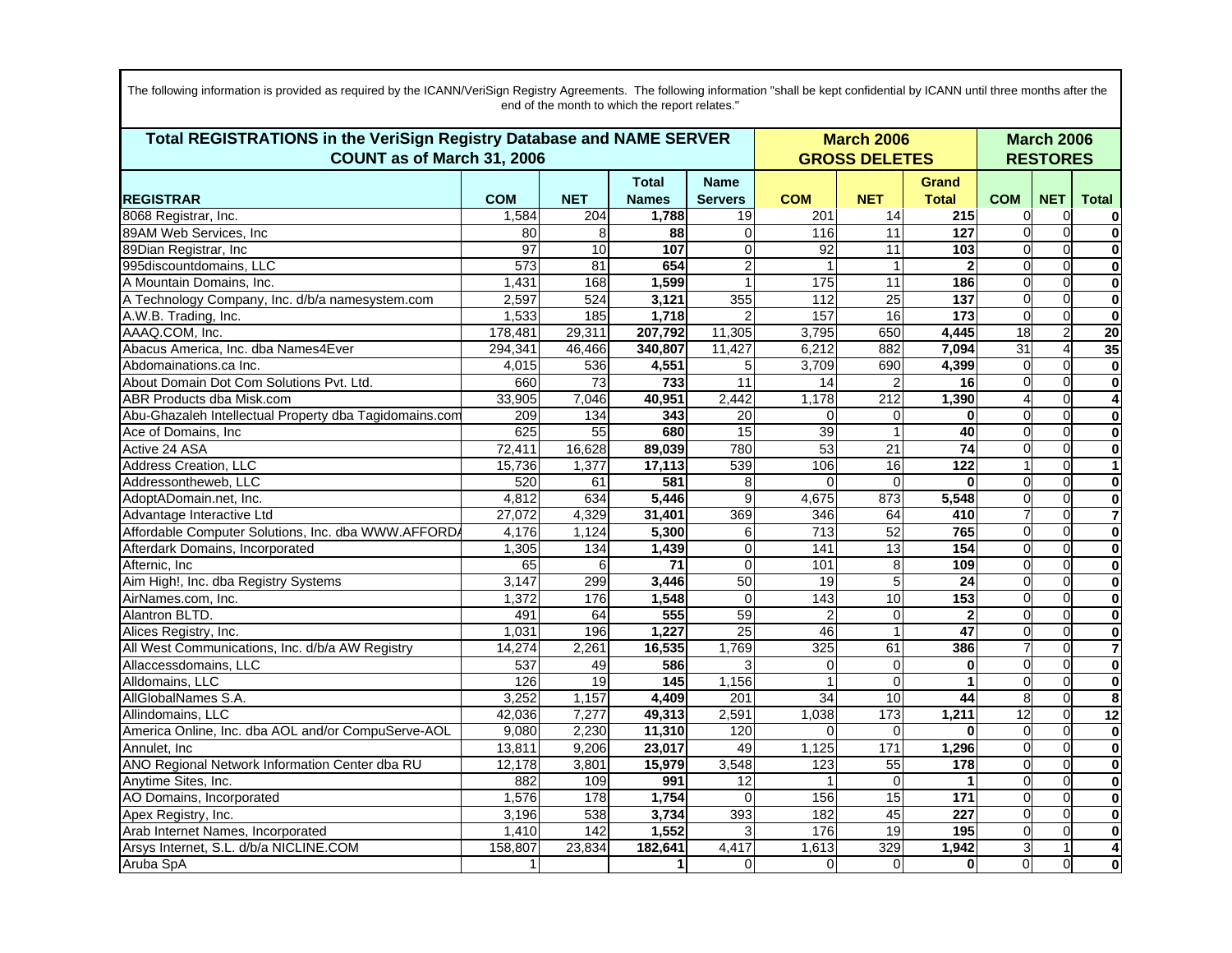The following information is provided as required by the ICANN/VeriSign Registry Agreements. The following information "shall be kept confidential by ICANN until three months after the end of the month to which the report relates."

| Total REGISTRATIONS in the VeriSign Registry Database and NAME SERVER COUNT as of March 31, 2006 | | | | | March 2006 GROSS DELETES | | | March 2006 RESTORES | | |
|---|---|---|---|---|---|---|---|---|---|---|
| **REGISTRAR** | **COM** | **NET** | **Total Names** | **Name Servers** | **COM** | **NET** | **Grand Total** | **COM** | **NET** | **Total** |
| 8068 Registrar, Inc. | 1,584 | 204 | **1,788** | 19 | 201 | 14 | **215** | 0 | 0 | **0** |
| 89AM Web Services, Inc | 80 | 8 | **88** | 0 | 116 | 11 | **127** | 0 | 0 | **0** |
| 89Dian Registrar, Inc | 97 | 10 | **107** | 0 | 92 | 11 | **103** | 0 | 0 | **0** |
| 995discountdomains, LLC | 573 | 81 | **654** | 2 | 1 | 1 | **2** | 0 | 0 | **0** |
| A Mountain Domains, Inc. | 1,431 | 168 | **1,599** | 1 | 175 | 11 | **186** | 0 | 0 | **0** |
| A Technology Company, Inc. d/b/a namesystem.com | 2,597 | 524 | **3,121** | 355 | 112 | 25 | **137** | 0 | 0 | **0** |
| A.W.B. Trading, Inc. | 1,533 | 185 | **1,718** | 2 | 157 | 16 | **173** | 0 | 0 | **0** |
| AAAQ.COM, Inc. | 178,481 | 29,311 | **207,792** | 11,305 | 3,795 | 650 | **4,445** | 18 | 2 | **20** |
| Abacus America, Inc. dba Names4Ever | 294,341 | 46,466 | **340,807** | 11,427 | 6,212 | 882 | **7,094** | 31 | 4 | **35** |
| Abdomainations.ca Inc. | 4,015 | 536 | **4,551** | 5 | 3,709 | 690 | **4,399** | 0 | 0 | **0** |
| About Domain Dot Com Solutions Pvt. Ltd. | 660 | 73 | **733** | 11 | 14 | 2 | **16** | 0 | 0 | **0** |
| ABR Products dba Misk.com | 33,905 | 7,046 | **40,951** | 2,442 | 1,178 | 212 | **1,390** | 4 | 0 | **4** |
| Abu-Ghazaleh Intellectual Property dba Tagidomains.com | 209 | 134 | **343** | 20 | 0 | 0 | **0** | 0 | 0 | **0** |
| Ace of Domains, Inc | 625 | 55 | **680** | 15 | 39 | 1 | **40** | 0 | 0 | **0** |
| Active 24 ASA | 72,411 | 16,628 | **89,039** | 780 | 53 | 21 | **74** | 0 | 0 | **0** |
| Address Creation, LLC | 15,736 | 1,377 | **17,113** | 539 | 106 | 16 | **122** | 1 | 0 | **1** |
| Addressontheweb, LLC | 520 | 61 | **581** | 8 | 0 | 0 | **0** | 0 | 0 | **0** |
| AdoptADomain.net, Inc. | 4,812 | 634 | **5,446** | 9 | 4,675 | 873 | **5,548** | 0 | 0 | **0** |
| Advantage Interactive Ltd | 27,072 | 4,329 | **31,401** | 369 | 346 | 64 | **410** | 7 | 0 | **7** |
| Affordable Computer Solutions, Inc. dba WWW.AFFORDA | 4,176 | 1,124 | **5,300** | 6 | 713 | 52 | **765** | 0 | 0 | **0** |
| Afterdark Domains, Incorporated | 1,305 | 134 | **1,439** | 0 | 141 | 13 | **154** | 0 | 0 | **0** |
| Afternic, Inc | 65 | 6 | **71** | 0 | 101 | 8 | **109** | 0 | 0 | **0** |
| Aim High!, Inc. dba Registry Systems | 3,147 | 299 | **3,446** | 50 | 19 | 5 | **24** | 0 | 0 | **0** |
| AirNames.com, Inc. | 1,372 | 176 | **1,548** | 0 | 143 | 10 | **153** | 0 | 0 | **0** |
| Alantron BLTD. | 491 | 64 | **555** | 59 | 2 | 0 | **2** | 0 | 0 | **0** |
| Alices Registry, Inc. | 1,031 | 196 | **1,227** | 25 | 46 | 1 | **47** | 0 | 0 | **0** |
| All West Communications, Inc. d/b/a AW Registry | 14,274 | 2,261 | **16,535** | 1,769 | 325 | 61 | **386** | 7 | 0 | **7** |
| Allaccessdomains, LLC | 537 | 49 | **586** | 3 | 0 | 0 | **0** | 0 | 0 | **0** |
| Alldomains, LLC | 126 | 19 | **145** | 1,156 | 1 | 0 | **1** | 0 | 0 | **0** |
| AllGlobalNames S.A. | 3,252 | 1,157 | **4,409** | 201 | 34 | 10 | **44** | 8 | 0 | **8** |
| Allindomains, LLC | 42,036 | 7,277 | **49,313** | 2,591 | 1,038 | 173 | **1,211** | 12 | 0 | **12** |
| America Online, Inc. dba AOL and/or CompuServe-AOL | 9,080 | 2,230 | **11,310** | 120 | 0 | 0 | **0** | 0 | 0 | **0** |
| Annulet, Inc | 13,811 | 9,206 | **23,017** | 49 | 1,125 | 171 | **1,296** | 0 | 0 | **0** |
| ANO Regional Network Information Center dba RU | 12,178 | 3,801 | **15,979** | 3,548 | 123 | 55 | **178** | 0 | 0 | **0** |
| Anytime Sites, Inc. | 882 | 109 | **991** | 12 | 1 | 0 | **1** | 0 | 0 | **0** |
| AO Domains, Incorporated | 1,576 | 178 | **1,754** | 0 | 156 | 15 | **171** | 0 | 0 | **0** |
| Apex Registry, Inc. | 3,196 | 538 | **3,734** | 393 | 182 | 45 | **227** | 0 | 0 | **0** |
| Arab Internet Names, Incorporated | 1,410 | 142 | **1,552** | 3 | 176 | 19 | **195** | 0 | 0 | **0** |
| Arsys Internet, S.L. d/b/a NICLINE.COM | 158,807 | 23,834 | **182,641** | 4,417 | 1,613 | 329 | **1,942** | 3 | 1 | **4** |
| Aruba SpA | 1 | | **1** | 0 | 0 | 0 | **0** | 0 | 0 | **0** |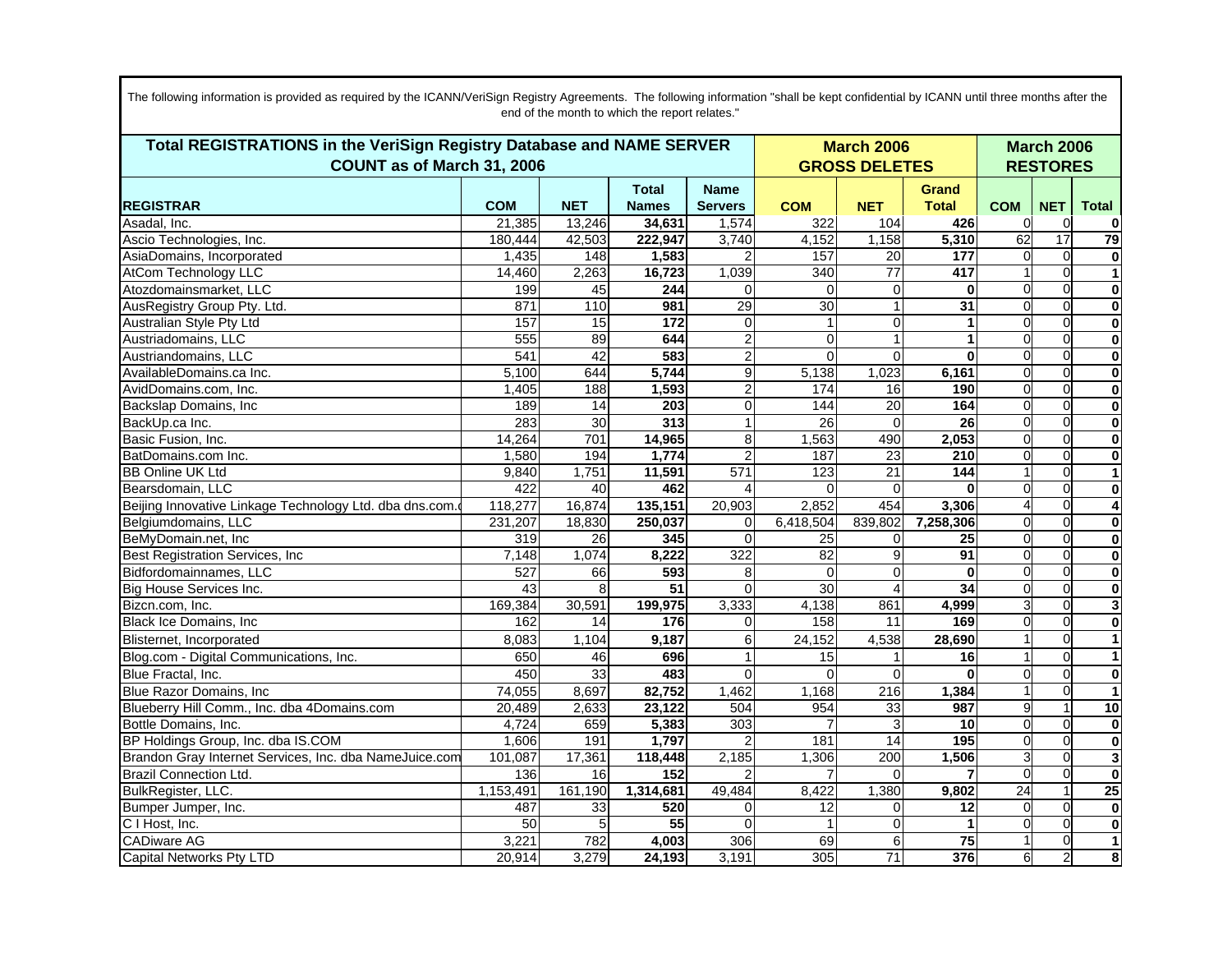The following information is provided as required by the ICANN/VeriSign Registry Agreements. The following information "shall be kept confidential by ICANN until three months after the end of the month to which the report relates."

| Total REGISTRATIONS in the VeriSign Registry Database and NAME SERVER COUNT as of March 31, 2006 | | | | | March 2006 GROSS DELETES | | | March 2006 RESTORES | | |
|---|---|---|---|---|---|---|---|---|---|---|
| **REGISTRAR** | **COM** | **NET** | **Total Names** | **Name Servers** | **COM** | **NET** | **Grand Total** | **COM** | **NET** | **Total** |
| Asadal, Inc. | 21,385 | 13,246 | **34,631** | 1,574 | 322 | 104 | **426** | 0 | 0 | **0** |
| Ascio Technologies, Inc. | 180,444 | 42,503 | **222,947** | 3,740 | 4,152 | 1,158 | **5,310** | 62 | 17 | **79** |
| AsiaDomains, Incorporated | 1,435 | 148 | **1,583** | 2 | 157 | 20 | **177** | 0 | 0 | **0** |
| AtCom Technology LLC | 14,460 | 2,263 | **16,723** | 1,039 | 340 | 77 | **417** | 1 | 0 | **1** |
| Atozdomainsmarket, LLC | 199 | 45 | **244** | 0 | 0 | 0 | **0** | 0 | 0 | **0** |
| AusRegistry Group Pty. Ltd. | 871 | 110 | **981** | 29 | 30 | 1 | **31** | 0 | 0 | **0** |
| Australian Style Pty Ltd | 157 | 15 | **172** | 0 | 1 | 0 | **1** | 0 | 0 | **0** |
| Austriadomains, LLC | 555 | 89 | **644** | 2 | 0 | 1 | **1** | 0 | 0 | **0** |
| Austriandomains, LLC | 541 | 42 | **583** | 2 | 0 | 0 | **0** | 0 | 0 | **0** |
| AvailableDomains.ca Inc. | 5,100 | 644 | **5,744** | 9 | 5,138 | 1,023 | **6,161** | 0 | 0 | **0** |
| AvidDomains.com, Inc. | 1,405 | 188 | **1,593** | 2 | 174 | 16 | **190** | 0 | 0 | **0** |
| Backslap Domains, Inc | 189 | 14 | **203** | 0 | 144 | 20 | **164** | 0 | 0 | **0** |
| BackUp.ca Inc. | 283 | 30 | **313** | 1 | 26 | 0 | **26** | 0 | 0 | **0** |
| Basic Fusion, Inc. | 14,264 | 701 | **14,965** | 8 | 1,563 | 490 | **2,053** | 0 | 0 | **0** |
| BatDomains.com Inc. | 1,580 | 194 | **1,774** | 2 | 187 | 23 | **210** | 0 | 0 | **0** |
| BB Online UK Ltd | 9,840 | 1,751 | **11,591** | 571 | 123 | 21 | **144** | 1 | 0 | **1** |
| Bearsdomain, LLC | 422 | 40 | **462** | 4 | 0 | 0 | **0** | 0 | 0 | **0** |
| Beijing Innovative Linkage Technology Ltd. dba dns.com.c | 118,277 | 16,874 | **135,151** | 20,903 | 2,852 | 454 | **3,306** | 4 | 0 | **4** |
| Belgiumdomains, LLC | 231,207 | 18,830 | **250,037** | 0 | 6,418,504 | 839,802 | **7,258,306** | 0 | 0 | **0** |
| BeMyDomain.net, Inc | 319 | 26 | **345** | 0 | 25 | 0 | **25** | 0 | 0 | **0** |
| Best Registration Services, Inc | 7,148 | 1,074 | **8,222** | 322 | 82 | 9 | **91** | 0 | 0 | **0** |
| Bidfordomainnames, LLC | 527 | 66 | **593** | 8 | 0 | 0 | **0** | 0 | 0 | **0** |
| Big House Services Inc. | 43 | 8 | **51** | 0 | 30 | 4 | **34** | 0 | 0 | **0** |
| Bizcn.com, Inc. | 169,384 | 30,591 | **199,975** | 3,333 | 4,138 | 861 | **4,999** | 3 | 0 | **3** |
| Black Ice Domains, Inc | 162 | 14 | **176** | 0 | 158 | 11 | **169** | 0 | 0 | **0** |
| Blisternet, Incorporated | 8,083 | 1,104 | **9,187** | 6 | 24,152 | 4,538 | **28,690** | 1 | 0 | **1** |
| Blog.com - Digital Communications, Inc. | 650 | 46 | **696** | 1 | 15 | 1 | **16** | 1 | 0 | **1** |
| Blue Fractal, Inc. | 450 | 33 | **483** | 0 | 0 | 0 | **0** | 0 | 0 | **0** |
| Blue Razor Domains, Inc | 74,055 | 8,697 | **82,752** | 1,462 | 1,168 | 216 | **1,384** | 1 | 0 | **1** |
| Blueberry Hill Comm., Inc. dba 4Domains.com | 20,489 | 2,633 | **23,122** | 504 | 954 | 33 | **987** | 9 | 1 | **10** |
| Bottle Domains, Inc. | 4,724 | 659 | **5,383** | 303 | 7 | 3 | **10** | 0 | 0 | **0** |
| BP Holdings Group, Inc. dba IS.COM | 1,606 | 191 | **1,797** | 2 | 181 | 14 | **195** | 0 | 0 | **0** |
| Brandon Gray Internet Services, Inc. dba NameJuice.com | 101,087 | 17,361 | **118,448** | 2,185 | 1,306 | 200 | **1,506** | 3 | 0 | **3** |
| Brazil Connection Ltd. | 136 | 16 | **152** | 2 | 7 | 0 | **7** | 0 | 0 | **0** |
| BulkRegister, LLC. | 1,153,491 | 161,190 | **1,314,681** | 49,484 | 8,422 | 1,380 | **9,802** | 24 | 1 | **25** |
| Bumper Jumper, Inc. | 487 | 33 | **520** | 0 | 12 | 0 | **12** | 0 | 0 | **0** |
| C I Host, Inc. | 50 | 5 | **55** | 0 | 1 | 0 | **1** | 0 | 0 | **0** |
| CADiware AG | 3,221 | 782 | **4,003** | 306 | 69 | 6 | **75** | 1 | 0 | **1** |
| Capital Networks Pty LTD | 20,914 | 3,279 | **24,193** | 3,191 | 305 | 71 | **376** | 6 | 2 | **8** |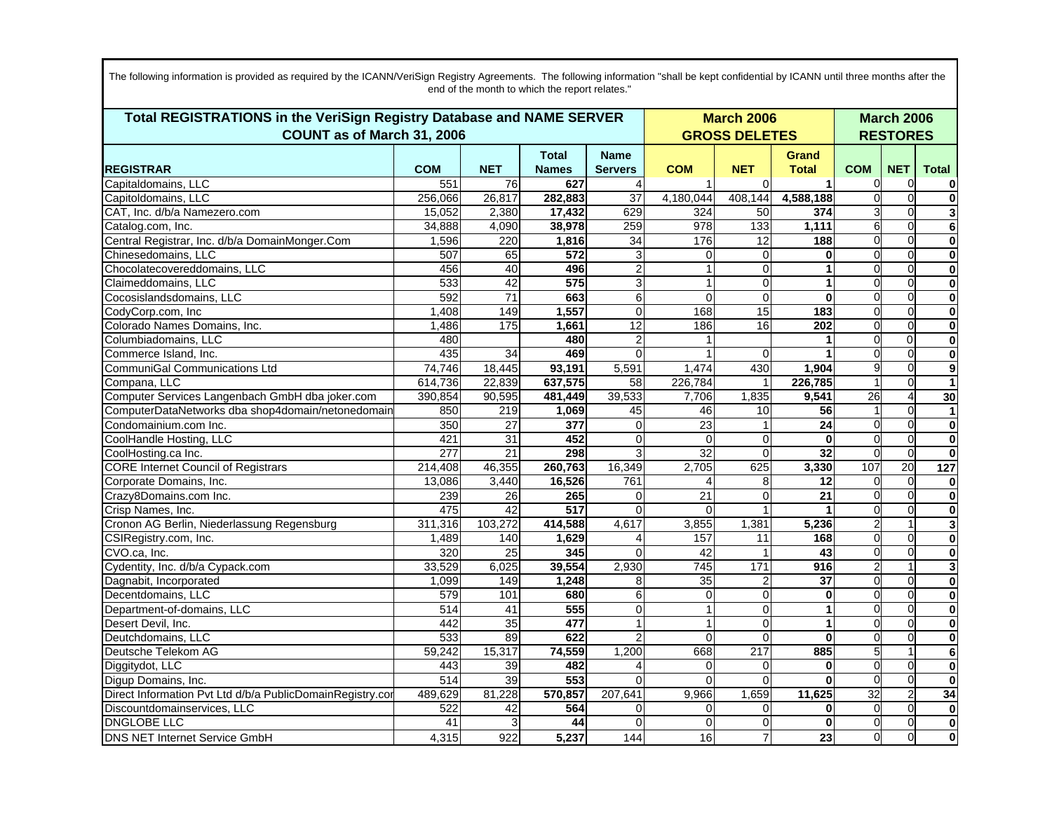The following information is provided as required by the ICANN/VeriSign Registry Agreements. The following information "shall be kept confidential by ICANN until three months after the end of the month to which the report relates."

| Total REGISTRATIONS in the VeriSign Registry Database and NAME SERVER COUNT as of March 31, 2006 | | | | | March 2006 GROSS DELETES | | | March 2006 RESTORES | | |
|---|---|---|---|---|---|---|---|---|---|---|
| REGISTRAR | COM | NET | Total Names | Name Servers | COM | NET | Grand Total | COM | NET | Total |
| Capitaldomains, LLC | 551 | 76 | 627 | 4 | 1 | 0 | 1 | 0 | 0 | 0 |
| Capitoldomains, LLC | 256,066 | 26,817 | 282,883 | 37 | 4,180,044 | 408,144 | 4,588,188 | 0 | 0 | 0 |
| CAT, Inc. d/b/a Namezero.com | 15,052 | 2,380 | 17,432 | 629 | 324 | 50 | 374 | 3 | 0 | 3 |
| Catalog.com, Inc. | 34,888 | 4,090 | 38,978 | 259 | 978 | 133 | 1,111 | 6 | 0 | 6 |
| Central Registrar, Inc. d/b/a DomainMonger.Com | 1,596 | 220 | 1,816 | 34 | 176 | 12 | 188 | 0 | 0 | 0 |
| Chinesedomains, LLC | 507 | 65 | 572 | 3 | 0 | 0 | 0 | 0 | 0 | 0 |
| Chocolatecovereddomains, LLC | 456 | 40 | 496 | 2 | 1 | 0 | 1 | 0 | 0 | 0 |
| Claimeddomains, LLC | 533 | 42 | 575 | 3 | 1 | 0 | 1 | 0 | 0 | 0 |
| Cocosislandsdomains, LLC | 592 | 71 | 663 | 6 | 0 | 0 | 0 | 0 | 0 | 0 |
| CodyCorp.com, Inc | 1,408 | 149 | 1,557 | 0 | 168 | 15 | 183 | 0 | 0 | 0 |
| Colorado Names Domains, Inc. | 1,486 | 175 | 1,661 | 12 | 186 | 16 | 202 | 0 | 0 | 0 |
| Columbiadomains, LLC | 480 | | 480 | 2 | 1 | | 1 | 0 | 0 | 0 |
| Commerce Island, Inc. | 435 | 34 | 469 | 0 | 1 | 0 | 1 | 0 | 0 | 0 |
| CommuniGal Communications Ltd | 74,746 | 18,445 | 93,191 | 5,591 | 1,474 | 430 | 1,904 | 9 | 0 | 9 |
| Compana, LLC | 614,736 | 22,839 | 637,575 | 58 | 226,784 | 1 | 226,785 | 1 | 0 | 1 |
| Computer Services Langenbach GmbH dba joker.com | 390,854 | 90,595 | 481,449 | 39,533 | 7,706 | 1,835 | 9,541 | 26 | 4 | 30 |
| ComputerDataNetworks dba shop4domain/netonedomain | 850 | 219 | 1,069 | 45 | 46 | 10 | 56 | 1 | 0 | 1 |
| Condomainium.com Inc. | 350 | 27 | 377 | 0 | 23 | 1 | 24 | 0 | 0 | 0 |
| CoolHandle Hosting, LLC | 421 | 31 | 452 | 0 | 0 | 0 | 0 | 0 | 0 | 0 |
| CoolHosting.ca Inc. | 277 | 21 | 298 | 3 | 32 | 0 | 32 | 0 | 0 | 0 |
| CORE Internet Council of Registrars | 214,408 | 46,355 | 260,763 | 16,349 | 2,705 | 625 | 3,330 | 107 | 20 | 127 |
| Corporate Domains, Inc. | 13,086 | 3,440 | 16,526 | 761 | 4 | 8 | 12 | 0 | 0 | 0 |
| Crazy8Domains.com Inc. | 239 | 26 | 265 | 0 | 21 | 0 | 21 | 0 | 0 | 0 |
| Crisp Names, Inc. | 475 | 42 | 517 | 0 | 0 | 1 | 1 | 0 | 0 | 0 |
| Cronon AG Berlin, Niederlassung Regensburg | 311,316 | 103,272 | 414,588 | 4,617 | 3,855 | 1,381 | 5,236 | 2 | 1 | 3 |
| CSIRegistry.com, Inc. | 1,489 | 140 | 1,629 | 4 | 157 | 11 | 168 | 0 | 0 | 0 |
| CVO.ca, Inc. | 320 | 25 | 345 | 0 | 42 | 1 | 43 | 0 | 0 | 0 |
| Cydentity, Inc. d/b/a Cypack.com | 33,529 | 6,025 | 39,554 | 2,930 | 745 | 171 | 916 | 2 | 1 | 3 |
| Dagnabit, Incorporated | 1,099 | 149 | 1,248 | 8 | 35 | 2 | 37 | 0 | 0 | 0 |
| Decentdomains, LLC | 579 | 101 | 680 | 6 | 0 | 0 | 0 | 0 | 0 | 0 |
| Department-of-domains, LLC | 514 | 41 | 555 | 0 | 1 | 0 | 1 | 0 | 0 | 0 |
| Desert Devil, Inc. | 442 | 35 | 477 | 1 | 1 | 0 | 1 | 0 | 0 | 0 |
| Deutchdomains, LLC | 533 | 89 | 622 | 2 | 0 | 0 | 0 | 0 | 0 | 0 |
| Deutsche Telekom AG | 59,242 | 15,317 | 74,559 | 1,200 | 668 | 217 | 885 | 5 | 1 | 6 |
| Diggitydot, LLC | 443 | 39 | 482 | 4 | 0 | 0 | 0 | 0 | 0 | 0 |
| Digup Domains, Inc. | 514 | 39 | 553 | 0 | 0 | 0 | 0 | 0 | 0 | 0 |
| Direct Information Pvt Ltd d/b/a PublicDomainRegistry.cor | 489,629 | 81,228 | 570,857 | 207,641 | 9,966 | 1,659 | 11,625 | 32 | 2 | 34 |
| Discountdomainservices, LLC | 522 | 42 | 564 | 0 | 0 | 0 | 0 | 0 | 0 | 0 |
| DNGLOBE LLC | 41 | 3 | 44 | 0 | 0 | 0 | 0 | 0 | 0 | 0 |
| DNS NET Internet Service GmbH | 4,315 | 922 | 5,237 | 144 | 16 | 7 | 23 | 0 | 0 | 0 |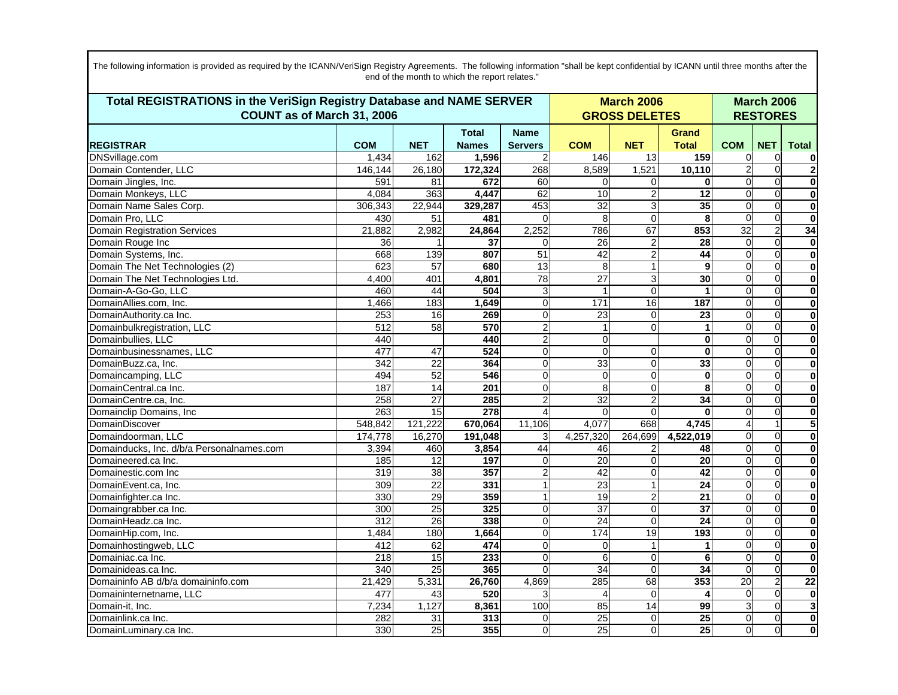The following information is provided as required by the ICANN/VeriSign Registry Agreements. The following information "shall be kept confidential by ICANN until three months after the end of the month to which the report relates."

| Total REGISTRATIONS in the VeriSign Registry Database and NAME SERVER COUNT as of March 31, 2006 | | | | | March 2006 GROSS DELETES | | | March 2006 RESTORES | | |
|---|---|---|---|---|---|---|---|---|---|---|
| **REGISTRAR** | **COM** | **NET** | **Total Names** | **Name Servers** | **COM** | **NET** | **Grand Total** | **COM** | **NET** | **Total** |
| DNSvillage.com | 1,434 | 162 | **1,596** | 2 | 146 | 13 | **159** | 0 | 0 | **0** |
| Domain Contender, LLC | 146,144 | 26,180 | **172,324** | 268 | 8,589 | 1,521 | **10,110** | 2 | 0 | **2** |
| Domain Jingles, Inc. | 591 | 81 | **672** | 60 | 0 | 0 | **0** | 0 | 0 | **0** |
| Domain Monkeys, LLC | 4,084 | 363 | **4,447** | 62 | 10 | 2 | **12** | 0 | 0 | **0** |
| Domain Name Sales Corp. | 306,343 | 22,944 | **329,287** | 453 | 32 | 3 | **35** | 0 | 0 | **0** |
| Domain Pro, LLC | 430 | 51 | **481** | 0 | 8 | 0 | **8** | 0 | 0 | **0** |
| Domain Registration Services | 21,882 | 2,982 | **24,864** | 2,252 | 786 | 67 | **853** | 32 | 2 | **34** |
| Domain Rouge Inc | 36 | 1 | **37** | 0 | 26 | 2 | **28** | 0 | 0 | **0** |
| Domain Systems, Inc. | 668 | 139 | **807** | 51 | 42 | 2 | **44** | 0 | 0 | **0** |
| Domain The Net Technologies (2) | 623 | 57 | **680** | 13 | 8 | 1 | **9** | 0 | 0 | **0** |
| Domain The Net Technologies Ltd. | 4,400 | 401 | **4,801** | 78 | 27 | 3 | **30** | 0 | 0 | **0** |
| Domain-A-Go-Go, LLC | 460 | 44 | **504** | 3 | 1 | 0 | **1** | 0 | 0 | **0** |
| DomainAllies.com, Inc. | 1,466 | 183 | **1,649** | 0 | 171 | 16 | **187** | 0 | 0 | **0** |
| DomainAuthority.ca Inc. | 253 | 16 | **269** | 0 | 23 | 0 | **23** | 0 | 0 | **0** |
| Domainbulkregistration, LLC | 512 | 58 | **570** | 2 | 1 | 0 | **1** | 0 | 0 | **0** |
| Domainbullies, LLC | 440 | | **440** | 2 | 0 | | **0** | 0 | 0 | **0** |
| Domainbusinessnames, LLC | 477 | 47 | **524** | 0 | 0 | 0 | **0** | 0 | 0 | **0** |
| DomainBuzz.ca, Inc. | 342 | 22 | **364** | 0 | 33 | 0 | **33** | 0 | 0 | **0** |
| Domaincamping, LLC | 494 | 52 | **546** | 0 | 0 | 0 | **0** | 0 | 0 | **0** |
| DomainCentral.ca Inc. | 187 | 14 | **201** | 0 | 8 | 0 | **8** | 0 | 0 | **0** |
| DomainCentre.ca, Inc. | 258 | 27 | **285** | 2 | 32 | 2 | **34** | 0 | 0 | **0** |
| Domainclip Domains, Inc | 263 | 15 | **278** | 4 | 0 | 0 | **0** | 0 | 0 | **0** |
| DomainDiscover | 548,842 | 121,222 | **670,064** | 11,106 | 4,077 | 668 | **4,745** | 4 | 1 | **5** |
| Domaindoorman, LLC | 174,778 | 16,270 | **191,048** | 3 | 4,257,320 | 264,699 | **4,522,019** | 0 | 0 | **0** |
| Domainducks, Inc. d/b/a Personalnames.com | 3,394 | 460 | **3,854** | 44 | 46 | 2 | **48** | 0 | 0 | **0** |
| Domaineered.ca Inc. | 185 | 12 | **197** | 0 | 20 | 0 | **20** | 0 | 0 | **0** |
| Domainestic.com Inc | 319 | 38 | **357** | 2 | 42 | 0 | **42** | 0 | 0 | **0** |
| DomainEvent.ca, Inc. | 309 | 22 | **331** | 1 | 23 | 1 | **24** | 0 | 0 | **0** |
| Domainfighter.ca Inc. | 330 | 29 | **359** | 1 | 19 | 2 | **21** | 0 | 0 | **0** |
| Domaingrabber.ca Inc. | 300 | 25 | **325** | 0 | 37 | 0 | **37** | 0 | 0 | **0** |
| DomainHeadz.ca Inc. | 312 | 26 | **338** | 0 | 24 | 0 | **24** | 0 | 0 | **0** |
| DomainHip.com, Inc. | 1,484 | 180 | **1,664** | 0 | 174 | 19 | **193** | 0 | 0 | **0** |
| Domainhostingweb, LLC | 412 | 62 | **474** | 0 | 0 | 1 | **1** | 0 | 0 | **0** |
| Domainiac.ca Inc. | 218 | 15 | **233** | 0 | 6 | 0 | **6** | 0 | 0 | **0** |
| Domainideas.ca Inc. | 340 | 25 | **365** | 0 | 34 | 0 | **34** | 0 | 0 | **0** |
| Domaininfo AB d/b/a domaininfo.com | 21,429 | 5,331 | **26,760** | 4,869 | 285 | 68 | **353** | 20 | 2 | **22** |
| Domaininternetname, LLC | 477 | 43 | **520** | 3 | 4 | 0 | **4** | 0 | 0 | **0** |
| Domain-it, Inc. | 7,234 | 1,127 | **8,361** | 100 | 85 | 14 | **99** | 3 | 0 | **3** |
| Domainlink.ca Inc. | 282 | 31 | **313** | 0 | 25 | 0 | **25** | 0 | 0 | **0** |
| DomainLuminary.ca Inc. | 330 | 25 | **355** | 0 | 25 | 0 | **25** | 0 | 0 | **0** |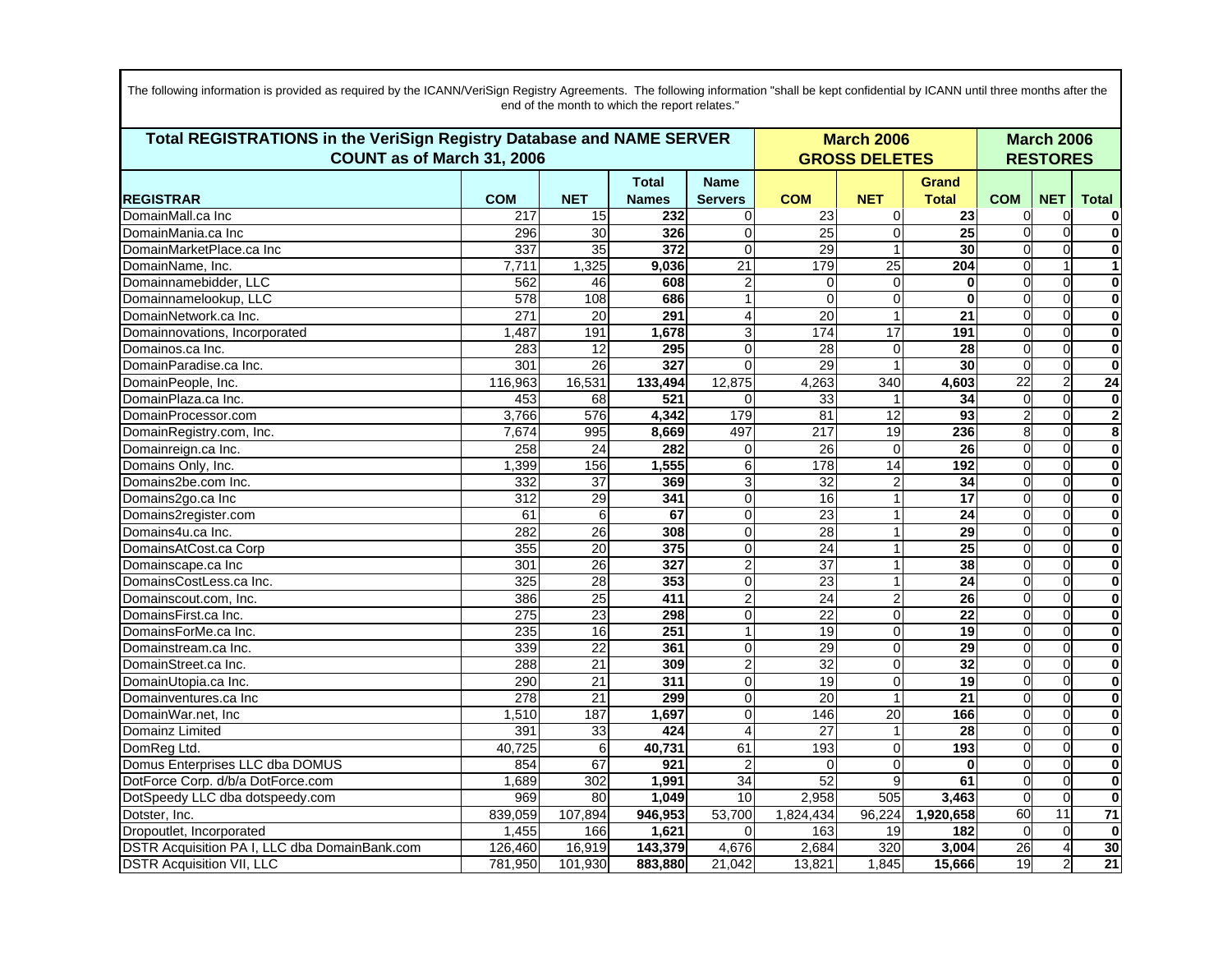The following information is provided as required by the ICANN/VeriSign Registry Agreements. The following information "shall be kept confidential by ICANN until three months after the end of the month to which the report relates."

| Total REGISTRATIONS in the VeriSign Registry Database and NAME SERVER COUNT as of March 31, 2006 | | | | | March 2006 GROSS DELETES | | | March 2006 RESTORES | | |
|---|---|---|---|---|---|---|---|---|---|---|
| **REGISTRAR** | **COM** | **NET** | **Total Names** | **Name Servers** | **COM** | **NET** | **Grand Total** | **COM** | **NET** | **Total** |
| DomainMall.ca Inc | 217 | 15 | **232** | 0 | 23 | 0 | **23** | 0 | 0 | **0** |
| DomainMania.ca Inc | 296 | 30 | **326** | 0 | 25 | 0 | **25** | 0 | 0 | **0** |
| DomainMarketPlace.ca Inc | 337 | 35 | **372** | 0 | 29 | 1 | **30** | 0 | 0 | **0** |
| DomainName, Inc. | 7,711 | 1,325 | **9,036** | 21 | 179 | 25 | **204** | 0 | 1 | **1** |
| Domainnamebidder, LLC | 562 | 46 | **608** | 2 | 0 | 0 | **0** | 0 | 0 | **0** |
| Domainnamelookup, LLC | 578 | 108 | **686** | 1 | 0 | 0 | **0** | 0 | 0 | **0** |
| DomainNetwork.ca Inc. | 271 | 20 | **291** | 4 | 20 | 1 | **21** | 0 | 0 | **0** |
| Domainnovations, Incorporated | 1,487 | 191 | **1,678** | 3 | 174 | 17 | **191** | 0 | 0 | **0** |
| Domainos.ca Inc. | 283 | 12 | **295** | 0 | 28 | 0 | **28** | 0 | 0 | **0** |
| DomainParadise.ca Inc. | 301 | 26 | **327** | 0 | 29 | 1 | **30** | 0 | 0 | **0** |
| DomainPeople, Inc. | 116,963 | 16,531 | **133,494** | 12,875 | 4,263 | 340 | **4,603** | 22 | 2 | **24** |
| DomainPlaza.ca Inc. | 453 | 68 | **521** | 0 | 33 | 1 | **34** | 0 | 0 | **0** |
| DomainProcessor.com | 3,766 | 576 | **4,342** | 179 | 81 | 12 | **93** | 2 | 0 | **2** |
| DomainRegistry.com, Inc. | 7,674 | 995 | **8,669** | 497 | 217 | 19 | **236** | 8 | 0 | **8** |
| Domainreign.ca Inc. | 258 | 24 | **282** | 0 | 26 | 0 | **26** | 0 | 0 | **0** |
| Domains Only, Inc. | 1,399 | 156 | **1,555** | 6 | 178 | 14 | **192** | 0 | 0 | **0** |
| Domains2be.com Inc. | 332 | 37 | **369** | 3 | 32 | 2 | **34** | 0 | 0 | **0** |
| Domains2go.ca Inc | 312 | 29 | **341** | 0 | 16 | 1 | **17** | 0 | 0 | **0** |
| Domains2register.com | 61 | 6 | **67** | 0 | 23 | 1 | **24** | 0 | 0 | **0** |
| Domains4u.ca Inc. | 282 | 26 | **308** | 0 | 28 | 1 | **29** | 0 | 0 | **0** |
| DomainsAtCost.ca Corp | 355 | 20 | **375** | 0 | 24 | 1 | **25** | 0 | 0 | **0** |
| Domainscape.ca Inc | 301 | 26 | **327** | 2 | 37 | 1 | **38** | 0 | 0 | **0** |
| DomainsCostLess.ca Inc. | 325 | 28 | **353** | 0 | 23 | 1 | **24** | 0 | 0 | **0** |
| Domainscout.com, Inc. | 386 | 25 | **411** | 2 | 24 | 2 | **26** | 0 | 0 | **0** |
| DomainsFirst.ca Inc. | 275 | 23 | **298** | 0 | 22 | 0 | **22** | 0 | 0 | **0** |
| DomainsForMe.ca Inc. | 235 | 16 | **251** | 1 | 19 | 0 | **19** | 0 | 0 | **0** |
| Domainstream.ca Inc. | 339 | 22 | **361** | 0 | 29 | 0 | **29** | 0 | 0 | **0** |
| DomainStreet.ca Inc. | 288 | 21 | **309** | 2 | 32 | 0 | **32** | 0 | 0 | **0** |
| DomainUtopia.ca Inc. | 290 | 21 | **311** | 0 | 19 | 0 | **19** | 0 | 0 | **0** |
| Domainventures.ca Inc | 278 | 21 | **299** | 0 | 20 | 1 | **21** | 0 | 0 | **0** |
| DomainWar.net, Inc | 1,510 | 187 | **1,697** | 0 | 146 | 20 | **166** | 0 | 0 | **0** |
| Domainz Limited | 391 | 33 | **424** | 4 | 27 | 1 | **28** | 0 | 0 | **0** |
| DomReg Ltd. | 40,725 | 6 | **40,731** | 61 | 193 | 0 | **193** | 0 | 0 | **0** |
| Domus Enterprises LLC dba DOMUS | 854 | 67 | **921** | 2 | 0 | 0 | **0** | 0 | 0 | **0** |
| DotForce Corp. d/b/a DotForce.com | 1,689 | 302 | **1,991** | 34 | 52 | 9 | **61** | 0 | 0 | **0** |
| DotSpeedy LLC dba dotspeedy.com | 969 | 80 | **1,049** | 10 | 2,958 | 505 | **3,463** | 0 | 0 | **0** |
| Dotster, Inc. | 839,059 | 107,894 | **946,953** | 53,700 | 1,824,434 | 96,224 | **1,920,658** | 60 | 11 | **71** |
| Dropoutlet, Incorporated | 1,455 | 166 | **1,621** | 0 | 163 | 19 | **182** | 0 | 0 | **0** |
| DSTR Acquisition PA I, LLC dba DomainBank.com | 126,460 | 16,919 | **143,379** | 4,676 | 2,684 | 320 | **3,004** | 26 | 4 | **30** |
| DSTR Acquisition VII, LLC | 781,950 | 101,930 | **883,880** | 21,042 | 13,821 | 1,845 | **15,666** | 19 | 2 | **21** |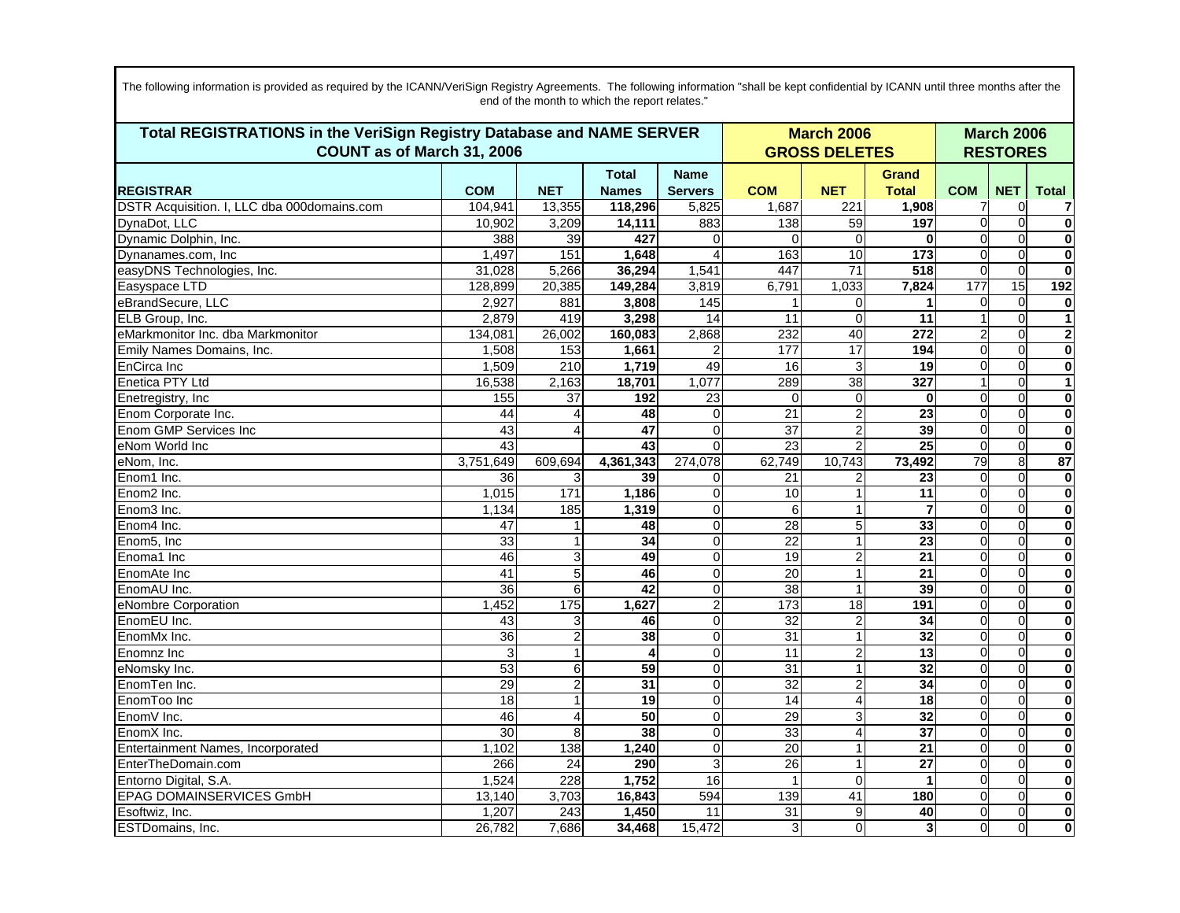The following information is provided as required by the ICANN/VeriSign Registry Agreements. The following information "shall be kept confidential by ICANN until three months after the end of the month to which the report relates."

| Total REGISTRATIONS in the VeriSign Registry Database and NAME SERVER COUNT as of March 31, 2006 | | | | | March 2006 GROSS DELETES | | | March 2006 RESTORES | | |
|---|---|---|---|---|---|---|---|---|---|---|
| **REGISTRAR** | **COM** | **NET** | **Total Names** | **Name Servers** | **COM** | **NET** | **Grand Total** | **COM** | **NET** | **Total** |
| DSTR Acquisition. I, LLC dba 000domains.com | 104,941 | 13,355 | **118,296** | 5,825 | 1,687 | 221 | **1,908** | 7 | 0 | **7** |
| DynaDot, LLC | 10,902 | 3,209 | **14,111** | 883 | 138 | 59 | **197** | 0 | 0 | **0** |
| Dynamic Dolphin, Inc. | 388 | 39 | **427** | 0 | 0 | 0 | **0** | 0 | 0 | **0** |
| Dynanames.com, Inc | 1,497 | 151 | **1,648** | 4 | 163 | 10 | **173** | 0 | 0 | **0** |
| easyDNS Technologies, Inc. | 31,028 | 5,266 | **36,294** | 1,541 | 447 | 71 | **518** | 0 | 0 | **0** |
| Easyspace LTD | 128,899 | 20,385 | **149,284** | 3,819 | 6,791 | 1,033 | **7,824** | 177 | 15 | **192** |
| eBrandSecure, LLC | 2,927 | 881 | **3,808** | 145 | 1 | 0 | **1** | 0 | 0 | **0** |
| ELB Group, Inc. | 2,879 | 419 | **3,298** | 14 | 11 | 0 | **11** | 1 | 0 | **1** |
| eMarkmonitor Inc. dba Markmonitor | 134,081 | 26,002 | **160,083** | 2,868 | 232 | 40 | **272** | 2 | 0 | **2** |
| Emily Names Domains, Inc. | 1,508 | 153 | **1,661** | 2 | 177 | 17 | **194** | 0 | 0 | **0** |
| EnCirca Inc | 1,509 | 210 | **1,719** | 49 | 16 | 3 | **19** | 0 | 0 | **0** |
| Enetica PTY Ltd | 16,538 | 2,163 | **18,701** | 1,077 | 289 | 38 | **327** | 1 | 0 | **1** |
| Enetregistry, Inc | 155 | 37 | **192** | 23 | 0 | 0 | **0** | 0 | 0 | **0** |
| Enom Corporate Inc. | 44 | 4 | **48** | 0 | 21 | 2 | **23** | 0 | 0 | **0** |
| Enom GMP Services Inc | 43 | 4 | **47** | 0 | 37 | 2 | **39** | 0 | 0 | **0** |
| eNom World Inc | 43 | | **43** | 0 | 23 | 2 | **25** | 0 | 0 | **0** |
| eNom, Inc. | 3,751,649 | 609,694 | **4,361,343** | 274,078 | 62,749 | 10,743 | **73,492** | 79 | 8 | **87** |
| Enom1 Inc. | 36 | 3 | **39** | 0 | 21 | 2 | **23** | 0 | 0 | **0** |
| Enom2 Inc. | 1,015 | 171 | **1,186** | 0 | 10 | 1 | **11** | 0 | 0 | **0** |
| Enom3 Inc. | 1,134 | 185 | **1,319** | 0 | 6 | 1 | **7** | 0 | 0 | **0** |
| Enom4 Inc. | 47 | 1 | **48** | 0 | 28 | 5 | **33** | 0 | 0 | **0** |
| Enom5, Inc | 33 | 1 | **34** | 0 | 22 | 1 | **23** | 0 | 0 | **0** |
| Enoma1 Inc | 46 | 3 | **49** | 0 | 19 | 2 | **21** | 0 | 0 | **0** |
| EnomAte Inc | 41 | 5 | **46** | 0 | 20 | 1 | **21** | 0 | 0 | **0** |
| EnomAU Inc. | 36 | 6 | **42** | 0 | 38 | 1 | **39** | 0 | 0 | **0** |
| eNombre Corporation | 1,452 | 175 | **1,627** | 2 | 173 | 18 | **191** | 0 | 0 | **0** |
| EnomEU Inc. | 43 | 3 | **46** | 0 | 32 | 2 | **34** | 0 | 0 | **0** |
| EnomMx Inc. | 36 | 2 | **38** | 0 | 31 | 1 | **32** | 0 | 0 | **0** |
| Enomnz Inc | 3 | 1 | **4** | 0 | 11 | 2 | **13** | 0 | 0 | **0** |
| eNomsky Inc. | 53 | 6 | **59** | 0 | 31 | 1 | **32** | 0 | 0 | **0** |
| EnomTen Inc. | 29 | 2 | **31** | 0 | 32 | 2 | **34** | 0 | 0 | **0** |
| EnomToo Inc | 18 | 1 | **19** | 0 | 14 | 4 | **18** | 0 | 0 | **0** |
| EnomV Inc. | 46 | 4 | **50** | 0 | 29 | 3 | **32** | 0 | 0 | **0** |
| EnomX Inc. | 30 | 8 | **38** | 0 | 33 | 4 | **37** | 0 | 0 | **0** |
| Entertainment Names, Incorporated | 1,102 | 138 | **1,240** | 0 | 20 | 1 | **21** | 0 | 0 | **0** |
| EnterTheDomain.com | 266 | 24 | **290** | 3 | 26 | 1 | **27** | 0 | 0 | **0** |
| Entorno Digital, S.A. | 1,524 | 228 | **1,752** | 16 | 1 | 0 | **1** | 0 | 0 | **0** |
| EPAG DOMAINSERVICES GmbH | 13,140 | 3,703 | **16,843** | 594 | 139 | 41 | **180** | 0 | 0 | **0** |
| Esoftwiz, Inc. | 1,207 | 243 | **1,450** | 11 | 31 | 9 | **40** | 0 | 0 | **0** |
| ESTDomains, Inc. | 26,782 | 7,686 | **34,468** | 15,472 | 3 | 0 | **3** | 0 | 0 | **0** |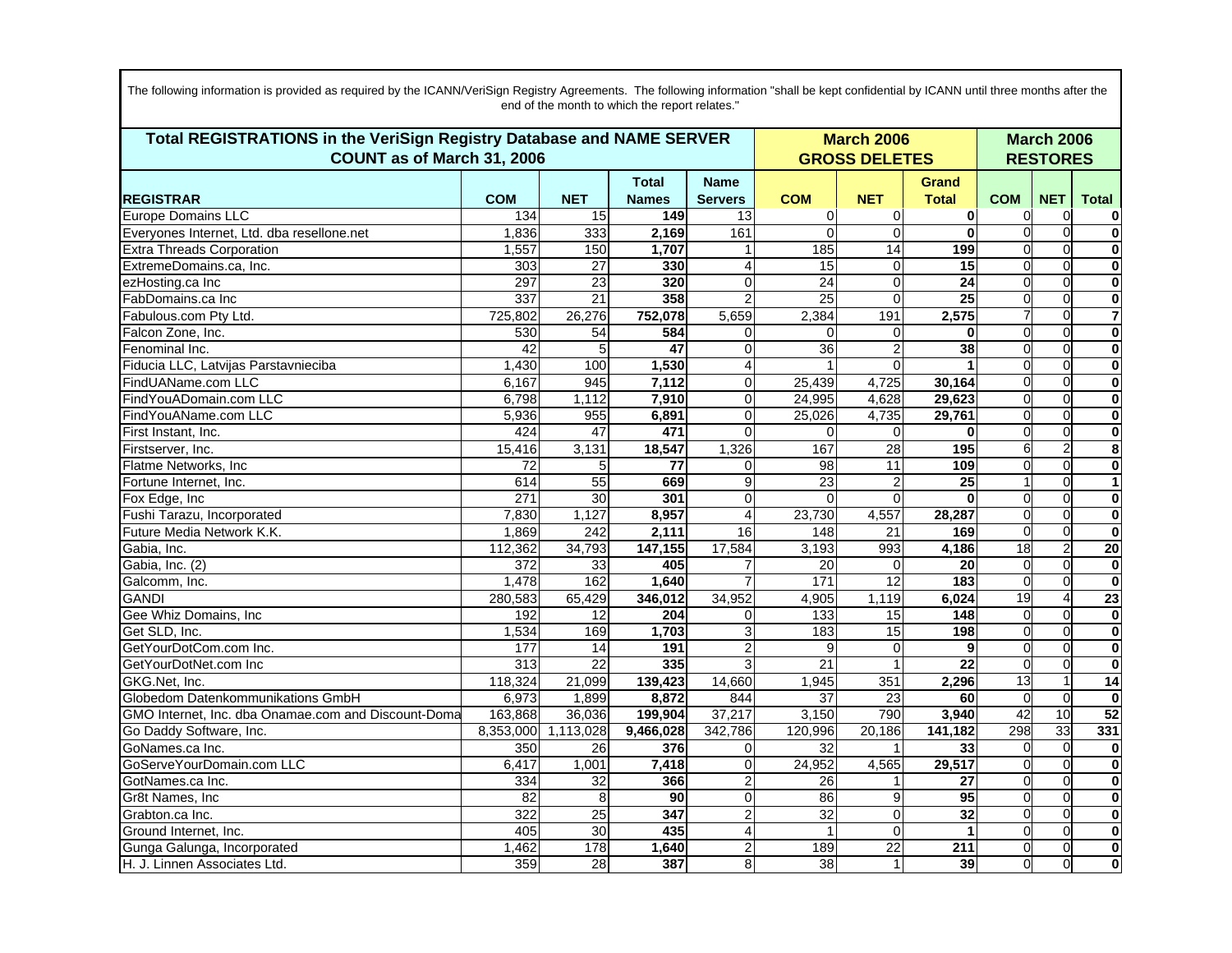The following information is provided as required by the ICANN/VeriSign Registry Agreements. The following information "shall be kept confidential by ICANN until three months after the end of the month to which the report relates."

| Total REGISTRATIONS in the VeriSign Registry Database and NAME SERVER COUNT as of March 31, 2006 | | | | | March 2006 GROSS DELETES | | | March 2006 RESTORES | | |
|---|---|---|---|---|---|---|---|---|---|---|
| REGISTRAR | COM | NET | Total Names | Name Servers | COM | NET | Grand Total | COM | NET | Total |
| Europe Domains LLC | 134 | 15 | 149 | 13 | 0 | 0 | 0 | 0 | 0 | 0 |
| Everyones Internet, Ltd. dba resellone.net | 1,836 | 333 | 2,169 | 161 | 0 | 0 | 0 | 0 | 0 | 0 |
| Extra Threads Corporation | 1,557 | 150 | 1,707 | 1 | 185 | 14 | 199 | 0 | 0 | 0 |
| ExtremeDomains.ca, Inc. | 303 | 27 | 330 | 4 | 15 | 0 | 15 | 0 | 0 | 0 |
| ezHosting.ca Inc | 297 | 23 | 320 | 0 | 24 | 0 | 24 | 0 | 0 | 0 |
| FabDomains.ca Inc | 337 | 21 | 358 | 2 | 25 | 0 | 25 | 0 | 0 | 0 |
| Fabulous.com Pty Ltd. | 725,802 | 26,276 | 752,078 | 5,659 | 2,384 | 191 | 2,575 | 7 | 0 | 7 |
| Falcon Zone, Inc. | 530 | 54 | 584 | 0 | 0 | 0 | 0 | 0 | 0 | 0 |
| Fenominal Inc. | 42 | 5 | 47 | 0 | 36 | 2 | 38 | 0 | 0 | 0 |
| Fiducia LLC, Latvijas Parstavnieciba | 1,430 | 100 | 1,530 | 4 | 1 | 0 | 1 | 0 | 0 | 0 |
| FindUAName.com LLC | 6,167 | 945 | 7,112 | 0 | 25,439 | 4,725 | 30,164 | 0 | 0 | 0 |
| FindYouADomain.com LLC | 6,798 | 1,112 | 7,910 | 0 | 24,995 | 4,628 | 29,623 | 0 | 0 | 0 |
| FindYouAName.com LLC | 5,936 | 955 | 6,891 | 0 | 25,026 | 4,735 | 29,761 | 0 | 0 | 0 |
| First Instant, Inc. | 424 | 47 | 471 | 0 | 0 | 0 | 0 | 0 | 0 | 0 |
| Firstserver, Inc. | 15,416 | 3,131 | 18,547 | 1,326 | 167 | 28 | 195 | 6 | 2 | 8 |
| Flatme Networks, Inc | 72 | 5 | 77 | 0 | 98 | 11 | 109 | 0 | 0 | 0 |
| Fortune Internet, Inc. | 614 | 55 | 669 | 9 | 23 | 2 | 25 | 1 | 0 | 1 |
| Fox Edge, Inc | 271 | 30 | 301 | 0 | 0 | 0 | 0 | 0 | 0 | 0 |
| Fushi Tarazu, Incorporated | 7,830 | 1,127 | 8,957 | 4 | 23,730 | 4,557 | 28,287 | 0 | 0 | 0 |
| Future Media Network K.K. | 1,869 | 242 | 2,111 | 16 | 148 | 21 | 169 | 0 | 0 | 0 |
| Gabia, Inc. | 112,362 | 34,793 | 147,155 | 17,584 | 3,193 | 993 | 4,186 | 18 | 2 | 20 |
| Gabia, Inc. (2) | 372 | 33 | 405 | 7 | 20 | 0 | 20 | 0 | 0 | 0 |
| Galcomm, Inc. | 1,478 | 162 | 1,640 | 7 | 171 | 12 | 183 | 0 | 0 | 0 |
| GANDI | 280,583 | 65,429 | 346,012 | 34,952 | 4,905 | 1,119 | 6,024 | 19 | 4 | 23 |
| Gee Whiz Domains, Inc | 192 | 12 | 204 | 0 | 133 | 15 | 148 | 0 | 0 | 0 |
| Get SLD, Inc. | 1,534 | 169 | 1,703 | 3 | 183 | 15 | 198 | 0 | 0 | 0 |
| GetYourDotCom.com Inc. | 177 | 14 | 191 | 2 | 9 | 0 | 9 | 0 | 0 | 0 |
| GetYourDotNet.com Inc | 313 | 22 | 335 | 3 | 21 | 1 | 22 | 0 | 0 | 0 |
| GKG.Net, Inc. | 118,324 | 21,099 | 139,423 | 14,660 | 1,945 | 351 | 2,296 | 13 | 1 | 14 |
| Globedom Datenkommunikations GmbH | 6,973 | 1,899 | 8,872 | 844 | 37 | 23 | 60 | 0 | 0 | 0 |
| GMO Internet, Inc. dba Onamae.com and Discount-Doma | 163,868 | 36,036 | 199,904 | 37,217 | 3,150 | 790 | 3,940 | 42 | 10 | 52 |
| Go Daddy Software, Inc. | 8,353,000 | 1,113,028 | 9,466,028 | 342,786 | 120,996 | 20,186 | 141,182 | 298 | 33 | 331 |
| GoNames.ca Inc. | 350 | 26 | 376 | 0 | 32 | 1 | 33 | 0 | 0 | 0 |
| GoServeYourDomain.com LLC | 6,417 | 1,001 | 7,418 | 0 | 24,952 | 4,565 | 29,517 | 0 | 0 | 0 |
| GotNames.ca Inc. | 334 | 32 | 366 | 2 | 26 | 1 | 27 | 0 | 0 | 0 |
| Gr8t Names, Inc | 82 | 8 | 90 | 0 | 86 | 9 | 95 | 0 | 0 | 0 |
| Grabton.ca Inc. | 322 | 25 | 347 | 2 | 32 | 0 | 32 | 0 | 0 | 0 |
| Ground Internet, Inc. | 405 | 30 | 435 | 4 | 1 | 0 | 1 | 0 | 0 | 0 |
| Gunga Galunga, Incorporated | 1,462 | 178 | 1,640 | 2 | 189 | 22 | 211 | 0 | 0 | 0 |
| H. J. Linnen Associates Ltd. | 359 | 28 | 387 | 8 | 38 | 1 | 39 | 0 | 0 | 0 |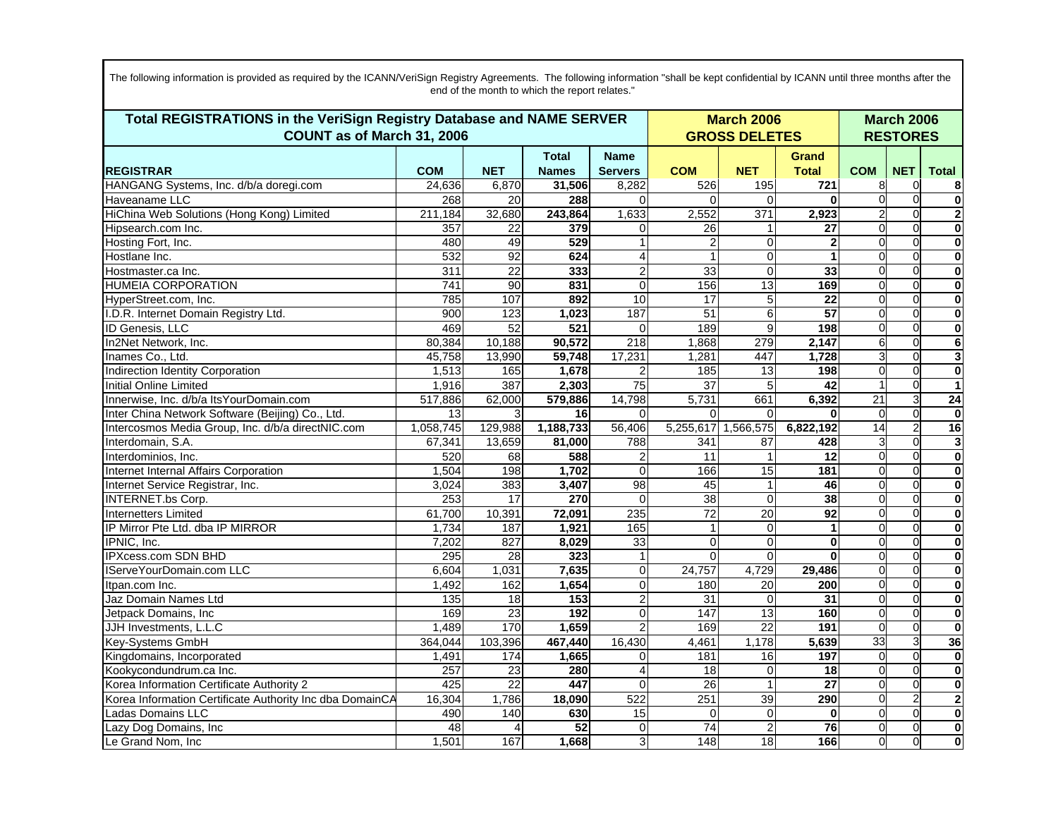The following information is provided as required by the ICANN/VeriSign Registry Agreements. The following information "shall be kept confidential by ICANN until three months after the end of the month to which the report relates."

| Total REGISTRATIONS in the VeriSign Registry Database and NAME SERVER COUNT as of March 31, 2006 | | | | | March 2006 GROSS DELETES | | | March 2006 RESTORES | | |
|---|---|---|---|---|---|---|---|---|---|---|
| REGISTRAR | COM | NET | Total Names | Name Servers | COM | NET | Grand Total | COM | NET | Total |
| HANGANG Systems, Inc. d/b/a doregi.com | 24,636 | 6,870 | **31,506** | 8,282 | 526 | 195 | **721** | 8 | 0 | **8** |
| Haveaname LLC | 268 | 20 | **288** | 0 | 0 | 0 | **0** | 0 | 0 | **0** |
| HiChina Web Solutions (Hong Kong) Limited | 211,184 | 32,680 | **243,864** | 1,633 | 2,552 | 371 | **2,923** | 2 | 0 | **2** |
| Hipsearch.com Inc. | 357 | 22 | **379** | 0 | 26 | 1 | **27** | 0 | 0 | **0** |
| Hosting Fort, Inc. | 480 | 49 | **529** | 1 | 2 | 0 | **2** | 0 | 0 | **0** |
| Hostlane Inc. | 532 | 92 | **624** | 4 | 1 | 0 | **1** | 0 | 0 | **0** |
| Hostmaster.ca Inc. | 311 | 22 | **333** | 2 | 33 | 0 | **33** | 0 | 0 | **0** |
| HUMEIA CORPORATION | 741 | 90 | **831** | 0 | 156 | 13 | **169** | 0 | 0 | **0** |
| HyperStreet.com, Inc. | 785 | 107 | **892** | 10 | 17 | 5 | **22** | 0 | 0 | **0** |
| I.D.R. Internet Domain Registry Ltd. | 900 | 123 | **1,023** | 187 | 51 | 6 | **57** | 0 | 0 | **0** |
| ID Genesis, LLC | 469 | 52 | **521** | 0 | 189 | 9 | **198** | 0 | 0 | **0** |
| In2Net Network, Inc. | 80,384 | 10,188 | **90,572** | 218 | 1,868 | 279 | **2,147** | 6 | 0 | **6** |
| Inames Co., Ltd. | 45,758 | 13,990 | **59,748** | 17,231 | 1,281 | 447 | **1,728** | 3 | 0 | **3** |
| Indirection Identity Corporation | 1,513 | 165 | **1,678** | 2 | 185 | 13 | **198** | 0 | 0 | **0** |
| Initial Online Limited | 1,916 | 387 | **2,303** | 75 | 37 | 5 | **42** | 1 | 0 | **1** |
| Innerwise, Inc. d/b/a ItsYourDomain.com | 517,886 | 62,000 | **579,886** | 14,798 | 5,731 | 661 | **6,392** | 21 | 3 | **24** |
| Inter China Network Software (Beijing) Co., Ltd. | 13 | 3 | **16** | 0 | 0 | 0 | **0** | 0 | 0 | **0** |
| Intercosmos Media Group, Inc. d/b/a directNIC.com | 1,058,745 | 129,988 | **1,188,733** | 56,406 | 5,255,617 | 1,566,575 | **6,822,192** | 14 | 2 | **16** |
| Interdomain, S.A. | 67,341 | 13,659 | **81,000** | 788 | 341 | 87 | **428** | 3 | 0 | **3** |
| Interdominios, Inc. | 520 | 68 | **588** | 2 | 11 | 1 | **12** | 0 | 0 | **0** |
| Internet Internal Affairs Corporation | 1,504 | 198 | **1,702** | 0 | 166 | 15 | **181** | 0 | 0 | **0** |
| Internet Service Registrar, Inc. | 3,024 | 383 | **3,407** | 98 | 45 | 1 | **46** | 0 | 0 | **0** |
| INTERNET.bs Corp. | 253 | 17 | **270** | 0 | 38 | 0 | **38** | 0 | 0 | **0** |
| Internetters Limited | 61,700 | 10,391 | **72,091** | 235 | 72 | 20 | **92** | 0 | 0 | **0** |
| IP Mirror Pte Ltd. dba IP MIRROR | 1,734 | 187 | **1,921** | 165 | 1 | 0 | **1** | 0 | 0 | **0** |
| IPNIC, Inc. | 7,202 | 827 | **8,029** | 33 | 0 | 0 | **0** | 0 | 0 | **0** |
| IPXcess.com SDN BHD | 295 | 28 | **323** | 1 | 0 | 0 | **0** | 0 | 0 | **0** |
| IServeYourDomain.com LLC | 6,604 | 1,031 | **7,635** | 0 | 24,757 | 4,729 | **29,486** | 0 | 0 | **0** |
| Itpan.com Inc. | 1,492 | 162 | **1,654** | 0 | 180 | 20 | **200** | 0 | 0 | **0** |
| Jaz Domain Names Ltd | 135 | 18 | **153** | 2 | 31 | 0 | **31** | 0 | 0 | **0** |
| Jetpack Domains, Inc | 169 | 23 | **192** | 0 | 147 | 13 | **160** | 0 | 0 | **0** |
| JJH Investments, L.L.C | 1,489 | 170 | **1,659** | 2 | 169 | 22 | **191** | 0 | 0 | **0** |
| Key-Systems GmbH | 364,044 | 103,396 | **467,440** | 16,430 | 4,461 | 1,178 | **5,639** | 33 | 3 | **36** |
| Kingdomains, Incorporated | 1,491 | 174 | **1,665** | 0 | 181 | 16 | **197** | 0 | 0 | **0** |
| Kookycondundrum.ca Inc. | 257 | 23 | **280** | 4 | 18 | 0 | **18** | 0 | 0 | **0** |
| Korea Information Certificate Authority 2 | 425 | 22 | **447** | 0 | 26 | 1 | **27** | 0 | 0 | **0** |
| Korea Information Certificate Authority Inc dba DomainCA | 16,304 | 1,786 | **18,090** | 522 | 251 | 39 | **290** | 0 | 2 | **2** |
| Ladas Domains LLC | 490 | 140 | **630** | 15 | 0 | 0 | **0** | 0 | 0 | **0** |
| Lazy Dog Domains, Inc | 48 | 4 | **52** | 0 | 74 | 2 | **76** | 0 | 0 | **0** |
| Le Grand Nom, Inc | 1,501 | 167 | **1,668** | 3 | 148 | 18 | **166** | 0 | 0 | **0** |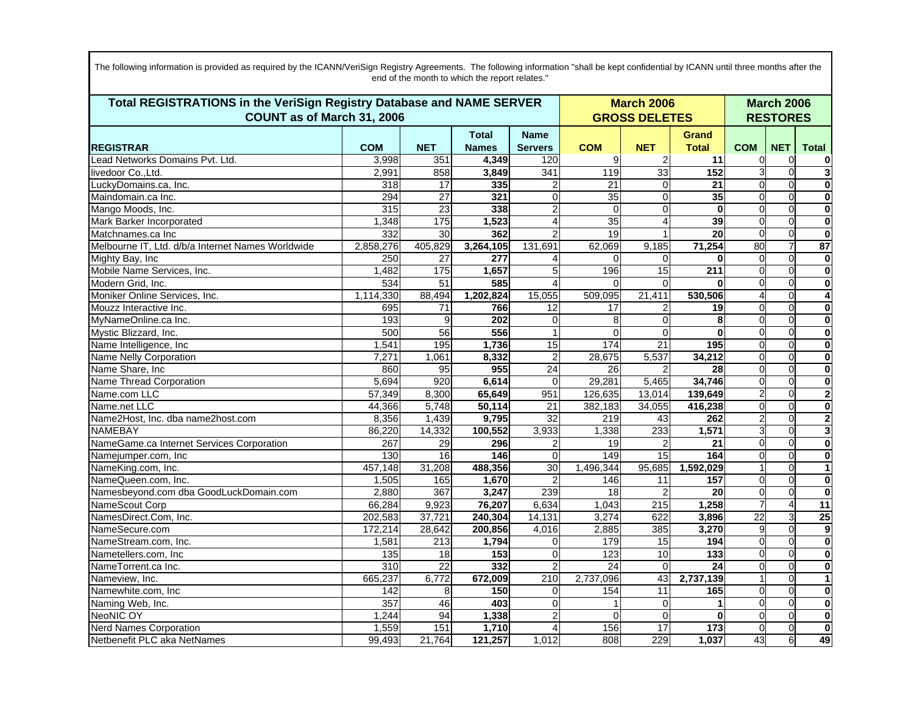The following information is provided as required by the ICANN/VeriSign Registry Agreements. The following information "shall be kept confidential by ICANN until three months after the end of the month to which the report relates."

| Total REGISTRATIONS in the VeriSign Registry Database and NAME SERVER COUNT as of March 31, 2006 | | | | | March 2006 GROSS DELETES | | | March 2006 RESTORES | | |
|---|---|---|---|---|---|---|---|---|---|---|
| **REGISTRAR** | **COM** | **NET** | **Total Names** | **Name Servers** | **COM** | **NET** | **Grand Total** | **COM** | **NET** | **Total** |
| Lead Networks Domains Pvt. Ltd. | 3,998 | 351 | **4,349** | 120 | 9 | 2 | **11** | 0 | 0 | **0** |
| livedoor Co.,Ltd. | 2,991 | 858 | **3,849** | 341 | 119 | 33 | **152** | 3 | 0 | **3** |
| LuckyDomains.ca, Inc. | 318 | 17 | **335** | 2 | 21 | 0 | **21** | 0 | 0 | **0** |
| Maindomain.ca Inc. | 294 | 27 | **321** | 0 | 35 | 0 | **35** | 0 | 0 | **0** |
| Mango Moods, Inc. | 315 | 23 | **338** | 2 | 0 | 0 | **0** | 0 | 0 | **0** |
| Mark Barker Incorporated | 1,348 | 175 | **1,523** | 4 | 35 | 4 | **39** | 0 | 0 | **0** |
| Matchnames.ca Inc | 332 | 30 | **362** | 2 | 19 | 1 | **20** | 0 | 0 | **0** |
| Melbourne IT, Ltd. d/b/a Internet Names Worldwide | 2,858,276 | 405,829 | **3,264,105** | 131,691 | 62,069 | 9,185 | **71,254** | 80 | 7 | **87** |
| Mighty Bay, Inc | 250 | 27 | **277** | 4 | 0 | 0 | **0** | 0 | 0 | **0** |
| Mobile Name Services, Inc. | 1,482 | 175 | **1,657** | 5 | 196 | 15 | **211** | 0 | 0 | **0** |
| Modern Grid, Inc. | 534 | 51 | **585** | 4 | 0 | 0 | **0** | 0 | 0 | **0** |
| Moniker Online Services, Inc. | 1,114,330 | 88,494 | **1,202,824** | 15,055 | 509,095 | 21,411 | **530,506** | 4 | 0 | **4** |
| Mouzz Interactive Inc. | 695 | 71 | **766** | 12 | 17 | 2 | **19** | 0 | 0 | **0** |
| MyNameOnline.ca Inc. | 193 | 9 | **202** | 0 | 8 | 0 | **8** | 0 | 0 | **0** |
| Mystic Blizzard, Inc. | 500 | 56 | **556** | 1 | 0 | 0 | **0** | 0 | 0 | **0** |
| Name Intelligence, Inc | 1,541 | 195 | **1,736** | 15 | 174 | 21 | **195** | 0 | 0 | **0** |
| Name Nelly Corporation | 7,271 | 1,061 | **8,332** | 2 | 28,675 | 5,537 | **34,212** | 0 | 0 | **0** |
| Name Share, Inc | 860 | 95 | **955** | 24 | 26 | 2 | **28** | 0 | 0 | **0** |
| Name Thread Corporation | 5,694 | 920 | **6,614** | 0 | 29,281 | 5,465 | **34,746** | 0 | 0 | **0** |
| Name.com LLC | 57,349 | 8,300 | **65,649** | 951 | 126,635 | 13,014 | **139,649** | 2 | 0 | **2** |
| Name.net LLC | 44,366 | 5,748 | **50,114** | 21 | 382,183 | 34,055 | **416,238** | 0 | 0 | **0** |
| Name2Host, Inc. dba name2host.com | 8,356 | 1,439 | **9,795** | 32 | 219 | 43 | **262** | 2 | 0 | **2** |
| NAMEBAY | 86,220 | 14,332 | **100,552** | 3,933 | 1,338 | 233 | **1,571** | 3 | 0 | **3** |
| NameGame.ca Internet Services Corporation | 267 | 29 | **296** | 2 | 19 | 2 | **21** | 0 | 0 | **0** |
| Namejumper.com, Inc | 130 | 16 | **146** | 0 | 149 | 15 | **164** | 0 | 0 | **0** |
| NameKing.com, Inc. | 457,148 | 31,208 | **488,356** | 30 | 1,496,344 | 95,685 | **1,592,029** | 1 | 0 | **1** |
| NameQueen.com, Inc. | 1,505 | 165 | **1,670** | 2 | 146 | 11 | **157** | 0 | 0 | **0** |
| Namesbeyond.com dba GoodLuckDomain.com | 2,880 | 367 | **3,247** | 239 | 18 | 2 | **20** | 0 | 0 | **0** |
| NameScout Corp | 66,284 | 9,923 | **76,207** | 6,634 | 1,043 | 215 | **1,258** | 7 | 4 | **11** |
| NamesDirect.Com, Inc. | 202,583 | 37,721 | **240,304** | 14,131 | 3,274 | 622 | **3,896** | 22 | 3 | **25** |
| NameSecure.com | 172,214 | 28,642 | **200,856** | 4,016 | 2,885 | 385 | **3,270** | 9 | 0 | **9** |
| NameStream.com, Inc. | 1,581 | 213 | **1,794** | 0 | 179 | 15 | **194** | 0 | 0 | **0** |
| Nametellers.com, Inc | 135 | 18 | **153** | 0 | 123 | 10 | **133** | 0 | 0 | **0** |
| NameTorrent.ca Inc. | 310 | 22 | **332** | 2 | 24 | 0 | **24** | 0 | 0 | **0** |
| Nameview, Inc. | 665,237 | 6,772 | **672,009** | 210 | 2,737,096 | 43 | **2,737,139** | 1 | 0 | **1** |
| Namewhite.com, Inc | 142 | 8 | **150** | 0 | 154 | 11 | **165** | 0 | 0 | **0** |
| Naming Web, Inc. | 357 | 46 | **403** | 0 | 1 | 0 | **1** | 0 | 0 | **0** |
| NeoNIC OY | 1,244 | 94 | **1,338** | 2 | 0 | 0 | **0** | 0 | 0 | **0** |
| Nerd Names Corporation | 1,559 | 151 | **1,710** | 4 | 156 | 17 | **173** | 0 | 0 | **0** |
| Netbenefit PLC aka NetNames | 99,493 | 21,764 | **121,257** | 1,012 | 808 | 229 | **1,037** | 43 | 6 | **49** |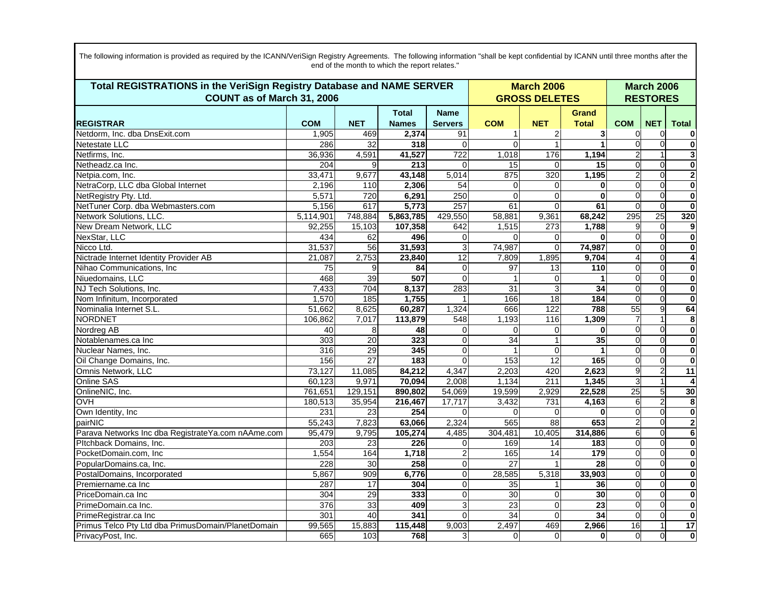The following information is provided as required by the ICANN/VeriSign Registry Agreements. The following information "shall be kept confidential by ICANN until three months after the end of the month to which the report relates."

| Total REGISTRATIONS in the VeriSign Registry Database and NAME SERVER COUNT as of March 31, 2006 | | | | | March 2006 GROSS DELETES | | | March 2006 RESTORES | | |
|---|---|---|---|---|---|---|---|---|---|---|
| **REGISTRAR** | **COM** | **NET** | **Total Names** | **Name Servers** | **COM** | **NET** | **Grand Total** | **COM** | **NET** | **Total** |
| Netdorm, Inc. dba DnsExit.com | 1,905 | 469 | **2,374** | 91 | 1 | 2 | **3** | 0 | 0 | **0** |
| Netestate LLC | 286 | 32 | **318** | 0 | 0 | 1 | **1** | 0 | 0 | **0** |
| Netfirms, Inc. | 36,936 | 4,591 | **41,527** | 722 | 1,018 | 176 | **1,194** | 2 | 1 | **3** |
| Netheadz.ca Inc. | 204 | 9 | **213** | 0 | 15 | 0 | **15** | 0 | 0 | **0** |
| Netpia.com, Inc. | 33,471 | 9,677 | **43,148** | 5,014 | 875 | 320 | **1,195** | 2 | 0 | **2** |
| NetraCorp, LLC dba Global Internet | 2,196 | 110 | **2,306** | 54 | 0 | 0 | **0** | 0 | 0 | **0** |
| NetRegistry Pty. Ltd. | 5,571 | 720 | **6,291** | 250 | 0 | 0 | **0** | 0 | 0 | **0** |
| NetTuner Corp. dba Webmasters.com | 5,156 | 617 | **5,773** | 257 | 61 | 0 | **61** | 0 | 0 | **0** |
| Network Solutions, LLC. | 5,114,901 | 748,884 | **5,863,785** | 429,550 | 58,881 | 9,361 | **68,242** | 295 | 25 | **320** |
| New Dream Network, LLC | 92,255 | 15,103 | **107,358** | 642 | 1,515 | 273 | **1,788** | 9 | 0 | **9** |
| NexStar, LLC | 434 | 62 | **496** | 0 | 0 | 0 | **0** | 0 | 0 | **0** |
| Nicco Ltd. | 31,537 | 56 | **31,593** | 3 | 74,987 | 0 | **74,987** | 0 | 0 | **0** |
| Nictrade Internet Identity Provider AB | 21,087 | 2,753 | **23,840** | 12 | 7,809 | 1,895 | **9,704** | 4 | 0 | **4** |
| Nihao Communications, Inc | 75 | 9 | **84** | 0 | 97 | 13 | **110** | 0 | 0 | **0** |
| Niuedomains, LLC | 468 | 39 | **507** | 0 | 1 | 0 | **1** | 0 | 0 | **0** |
| NJ Tech Solutions, Inc. | 7,433 | 704 | **8,137** | 283 | 31 | 3 | **34** | 0 | 0 | **0** |
| Nom Infinitum, Incorporated | 1,570 | 185 | **1,755** | 1 | 166 | 18 | **184** | 0 | 0 | **0** |
| Nominalia Internet S.L. | 51,662 | 8,625 | **60,287** | 1,324 | 666 | 122 | **788** | 55 | 9 | **64** |
| NORDNET | 106,862 | 7,017 | **113,879** | 548 | 1,193 | 116 | **1,309** | 7 | 1 | **8** |
| Nordreg AB | 40 | 8 | **48** | 0 | 0 | 0 | **0** | 0 | 0 | **0** |
| Notablenames.ca Inc | 303 | 20 | **323** | 0 | 34 | 1 | **35** | 0 | 0 | **0** |
| Nuclear Names, Inc. | 316 | 29 | **345** | 0 | 1 | 0 | **1** | 0 | 0 | **0** |
| Oil Change Domains, Inc. | 156 | 27 | **183** | 0 | 153 | 12 | **165** | 0 | 0 | **0** |
| Omnis Network, LLC | 73,127 | 11,085 | **84,212** | 4,347 | 2,203 | 420 | **2,623** | 9 | 2 | **11** |
| Online SAS | 60,123 | 9,971 | **70,094** | 2,008 | 1,134 | 211 | **1,345** | 3 | 1 | **4** |
| OnlineNIC, Inc. | 761,651 | 129,151 | **890,802** | 54,069 | 19,599 | 2,929 | **22,528** | 25 | 5 | **30** |
| OVH | 180,513 | 35,954 | **216,467** | 17,717 | 3,432 | 731 | **4,163** | 6 | 2 | **8** |
| Own Identity, Inc | 231 | 23 | **254** | 0 | 0 | 0 | **0** | 0 | 0 | **0** |
| pairNIC | 55,243 | 7,823 | **63,066** | 2,324 | 565 | 88 | **653** | 2 | 0 | **2** |
| Parava Networks Inc dba RegistrateYa.com nAAme.com | 95,479 | 9,795 | **105,274** | 4,485 | 304,481 | 10,405 | **314,886** | 6 | 0 | **6** |
| PItchback Domains, Inc. | 203 | 23 | **226** | 0 | 169 | 14 | **183** | 0 | 0 | **0** |
| PocketDomain.com, Inc | 1,554 | 164 | **1,718** | 2 | 165 | 14 | **179** | 0 | 0 | **0** |
| PopularDomains.ca, Inc. | 228 | 30 | **258** | 0 | 27 | 1 | **28** | 0 | 0 | **0** |
| PostalDomains, Incorporated | 5,867 | 909 | **6,776** | 0 | 28,585 | 5,318 | **33,903** | 0 | 0 | **0** |
| Premiername.ca Inc | 287 | 17 | **304** | 0 | 35 | 1 | **36** | 0 | 0 | **0** |
| PriceDomain.ca Inc | 304 | 29 | **333** | 0 | 30 | 0 | **30** | 0 | 0 | **0** |
| PrimeDomain.ca Inc. | 376 | 33 | **409** | 3 | 23 | 0 | **23** | 0 | 0 | **0** |
| PrimeRegistrar.ca Inc | 301 | 40 | **341** | 0 | 34 | 0 | **34** | 0 | 0 | **0** |
| Primus Telco Pty Ltd dba PrimusDomain/PlanetDomain | 99,565 | 15,883 | **115,448** | 9,003 | 2,497 | 469 | **2,966** | 16 | 1 | **17** |
| PrivacyPost, Inc. | 665 | 103 | **768** | 3 | 0 | 0 | **0** | 0 | 0 | **0** |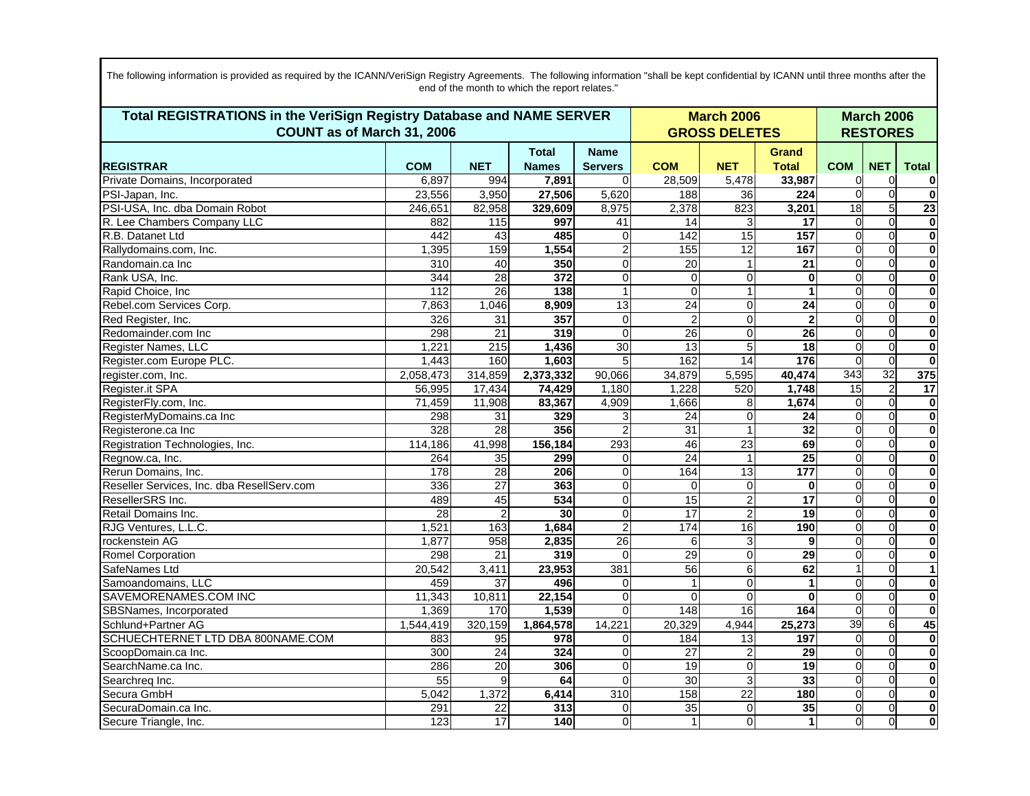The following information is provided as required by the ICANN/VeriSign Registry Agreements. The following information "shall be kept confidential by ICANN until three months after the end of the month to which the report relates."

| Total REGISTRATIONS in the VeriSign Registry Database and NAME SERVER COUNT as of March 31, 2006 | | | | | March 2006 GROSS DELETES | | | March 2006 RESTORES | | |
|---|---|---|---|---|---|---|---|---|---|---|
| REGISTRAR | COM | NET | Total Names | Name Servers | COM | NET | Grand Total | COM | NET | Total |
| Private Domains, Incorporated | 6,897 | 994 | 7,891 | 0 | 28,509 | 5,478 | 33,987 | 0 | 0 | 0 |
| PSI-Japan, Inc. | 23,556 | 3,950 | 27,506 | 5,620 | 188 | 36 | 224 | 0 | 0 | 0 |
| PSI-USA, Inc. dba Domain Robot | 246,651 | 82,958 | 329,609 | 8,975 | 2,378 | 823 | 3,201 | 18 | 5 | 23 |
| R. Lee Chambers Company LLC | 882 | 115 | 997 | 41 | 14 | 3 | 17 | 0 | 0 | 0 |
| R.B. Datanet Ltd | 442 | 43 | 485 | 0 | 142 | 15 | 157 | 0 | 0 | 0 |
| Rallydomains.com, Inc. | 1,395 | 159 | 1,554 | 2 | 155 | 12 | 167 | 0 | 0 | 0 |
| Randomain.ca Inc | 310 | 40 | 350 | 0 | 20 | 1 | 21 | 0 | 0 | 0 |
| Rank USA, Inc. | 344 | 28 | 372 | 0 | 0 | 0 | 0 | 0 | 0 | 0 |
| Rapid Choice, Inc | 112 | 26 | 138 | 1 | 0 | 1 | 1 | 0 | 0 | 0 |
| Rebel.com Services Corp. | 7,863 | 1,046 | 8,909 | 13 | 24 | 0 | 24 | 0 | 0 | 0 |
| Red Register, Inc. | 326 | 31 | 357 | 0 | 2 | 0 | 2 | 0 | 0 | 0 |
| Redomainder.com Inc | 298 | 21 | 319 | 0 | 26 | 0 | 26 | 0 | 0 | 0 |
| Register Names, LLC | 1,221 | 215 | 1,436 | 30 | 13 | 5 | 18 | 0 | 0 | 0 |
| Register.com Europe PLC. | 1,443 | 160 | 1,603 | 5 | 162 | 14 | 176 | 0 | 0 | 0 |
| register.com, Inc. | 2,058,473 | 314,859 | 2,373,332 | 90,066 | 34,879 | 5,595 | 40,474 | 343 | 32 | 375 |
| Register.it SPA | 56,995 | 17,434 | 74,429 | 1,180 | 1,228 | 520 | 1,748 | 15 | 2 | 17 |
| RegisterFly.com, Inc. | 71,459 | 11,908 | 83,367 | 4,909 | 1,666 | 8 | 1,674 | 0 | 0 | 0 |
| RegisterMyDomains.ca Inc | 298 | 31 | 329 | 3 | 24 | 0 | 24 | 0 | 0 | 0 |
| Registerone.ca Inc | 328 | 28 | 356 | 2 | 31 | 1 | 32 | 0 | 0 | 0 |
| Registration Technologies, Inc. | 114,186 | 41,998 | 156,184 | 293 | 46 | 23 | 69 | 0 | 0 | 0 |
| Regnow.ca, Inc. | 264 | 35 | 299 | 0 | 24 | 1 | 25 | 0 | 0 | 0 |
| Rerun Domains, Inc. | 178 | 28 | 206 | 0 | 164 | 13 | 177 | 0 | 0 | 0 |
| Reseller Services, Inc. dba ResellServ.com | 336 | 27 | 363 | 0 | 0 | 0 | 0 | 0 | 0 | 0 |
| ResellerSRS Inc. | 489 | 45 | 534 | 0 | 15 | 2 | 17 | 0 | 0 | 0 |
| Retail Domains Inc. | 28 | 2 | 30 | 0 | 17 | 2 | 19 | 0 | 0 | 0 |
| RJG Ventures, L.L.C. | 1,521 | 163 | 1,684 | 2 | 174 | 16 | 190 | 0 | 0 | 0 |
| rockenstein AG | 1,877 | 958 | 2,835 | 26 | 6 | 3 | 9 | 0 | 0 | 0 |
| Romel Corporation | 298 | 21 | 319 | 0 | 29 | 0 | 29 | 0 | 0 | 0 |
| SafeNames Ltd | 20,542 | 3,411 | 23,953 | 381 | 56 | 6 | 62 | 1 | 0 | 1 |
| Samoandomains, LLC | 459 | 37 | 496 | 0 | 1 | 0 | 1 | 0 | 0 | 0 |
| SAVEMORENAMES.COM INC | 11,343 | 10,811 | 22,154 | 0 | 0 | 0 | 0 | 0 | 0 | 0 |
| SBSNames, Incorporated | 1,369 | 170 | 1,539 | 0 | 148 | 16 | 164 | 0 | 0 | 0 |
| Schlund+Partner AG | 1,544,419 | 320,159 | 1,864,578 | 14,221 | 20,329 | 4,944 | 25,273 | 39 | 6 | 45 |
| SCHUECHTERNET LTD DBA 800NAME.COM | 883 | 95 | 978 | 0 | 184 | 13 | 197 | 0 | 0 | 0 |
| ScoopDomain.ca Inc. | 300 | 24 | 324 | 0 | 27 | 2 | 29 | 0 | 0 | 0 |
| SearchName.ca Inc. | 286 | 20 | 306 | 0 | 19 | 0 | 19 | 0 | 0 | 0 |
| Searchreq Inc. | 55 | 9 | 64 | 0 | 30 | 3 | 33 | 0 | 0 | 0 |
| Secura GmbH | 5,042 | 1,372 | 6,414 | 310 | 158 | 22 | 180 | 0 | 0 | 0 |
| SecuraDomain.ca Inc. | 291 | 22 | 313 | 0 | 35 | 0 | 35 | 0 | 0 | 0 |
| Secure Triangle, Inc. | 123 | 17 | 140 | 0 | 1 | 0 | 1 | 0 | 0 | 0 |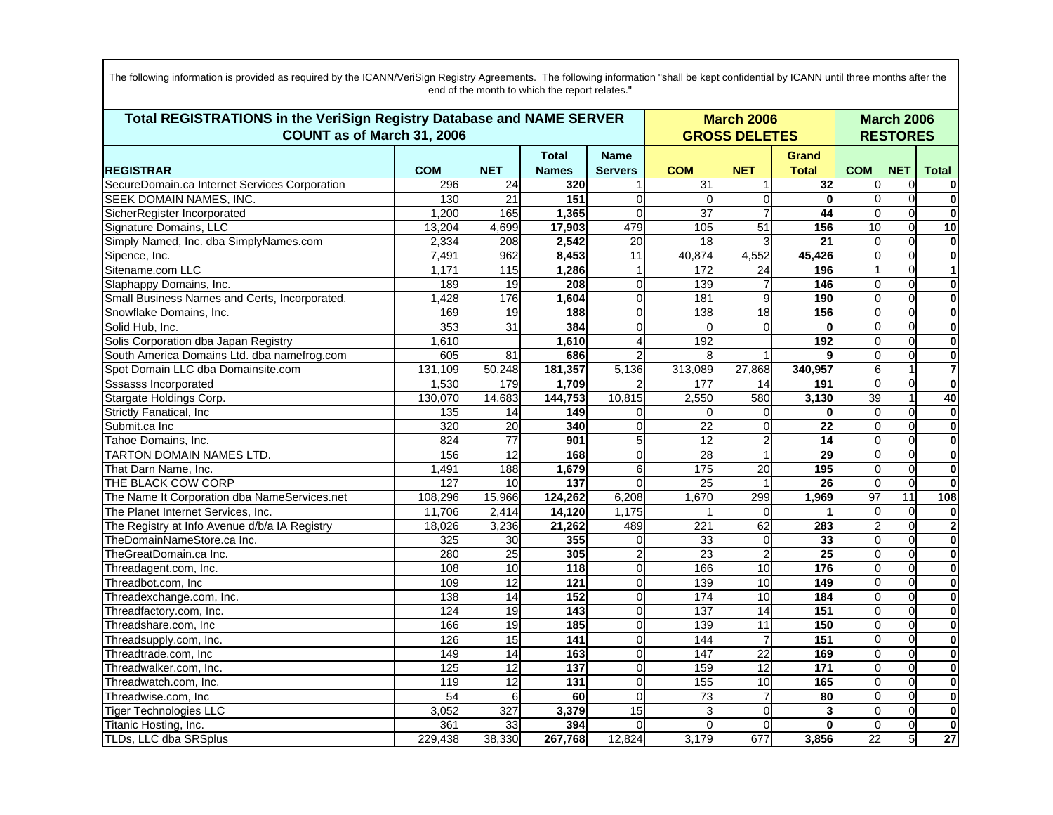The following information is provided as required by the ICANN/VeriSign Registry Agreements. The following information "shall be kept confidential by ICANN until three months after the end of the month to which the report relates."

| Total REGISTRATIONS in the VeriSign Registry Database and NAME SERVER COUNT as of March 31, 2006 | | | | | March 2006 GROSS DELETES | | | March 2006 RESTORES | | |
|---|---|---|---|---|---|---|---|---|---|---|
| **REGISTRAR** | **COM** | **NET** | **Total Names** | **Name Servers** | **COM** | **NET** | **Grand Total** | **COM** | **NET** | **Total** |
| SecureDomain.ca Internet Services Corporation | 296 | 24 | **320** | 1 | 31 | 1 | **32** | 0 | 0 | **0** |
| SEEK DOMAIN NAMES, INC. | 130 | 21 | **151** | 0 | 0 | 0 | **0** | 0 | 0 | **0** |
| SicherRegister Incorporated | 1,200 | 165 | **1,365** | 0 | 37 | 7 | **44** | 0 | 0 | **0** |
| Signature Domains, LLC | 13,204 | 4,699 | **17,903** | 479 | 105 | 51 | **156** | 10 | 0 | **10** |
| Simply Named, Inc. dba SimplyNames.com | 2,334 | 208 | **2,542** | 20 | 18 | 3 | **21** | 0 | 0 | **0** |
| Sipence, Inc. | 7,491 | 962 | **8,453** | 11 | 40,874 | 4,552 | **45,426** | 0 | 0 | **0** |
| Sitename.com LLC | 1,171 | 115 | **1,286** | 1 | 172 | 24 | **196** | 1 | 0 | **1** |
| Slaphappy Domains, Inc. | 189 | 19 | **208** | 0 | 139 | 7 | **146** | 0 | 0 | **0** |
| Small Business Names and Certs, Incorporated. | 1,428 | 176 | **1,604** | 0 | 181 | 9 | **190** | 0 | 0 | **0** |
| Snowflake Domains, Inc. | 169 | 19 | **188** | 0 | 138 | 18 | **156** | 0 | 0 | **0** |
| Solid Hub, Inc. | 353 | 31 | **384** | 0 | 0 | 0 | **0** | 0 | 0 | **0** |
| Solis Corporation dba Japan Registry | 1,610 | | **1,610** | 4 | 192 | | **192** | 0 | 0 | **0** |
| South America Domains Ltd. dba namefrog.com | 605 | 81 | **686** | 2 | 8 | 1 | **9** | 0 | 0 | **0** |
| Spot Domain LLC dba Domainsite.com | 131,109 | 50,248 | **181,357** | 5,136 | 313,089 | 27,868 | **340,957** | 6 | 1 | **7** |
| Sssasss Incorporated | 1,530 | 179 | **1,709** | 2 | 177 | 14 | **191** | 0 | 0 | **0** |
| Stargate Holdings Corp. | 130,070 | 14,683 | **144,753** | 10,815 | 2,550 | 580 | **3,130** | 39 | 1 | **40** |
| Strictly Fanatical, Inc | 135 | 14 | **149** | 0 | 0 | 0 | **0** | 0 | 0 | **0** |
| Submit.ca Inc | 320 | 20 | **340** | 0 | 22 | 0 | **22** | 0 | 0 | **0** |
| Tahoe Domains, Inc. | 824 | 77 | **901** | 5 | 12 | 2 | **14** | 0 | 0 | **0** |
| TARTON DOMAIN NAMES LTD. | 156 | 12 | **168** | 0 | 28 | 1 | **29** | 0 | 0 | **0** |
| That Darn Name, Inc. | 1,491 | 188 | **1,679** | 6 | 175 | 20 | **195** | 0 | 0 | **0** |
| THE BLACK COW CORP | 127 | 10 | **137** | 0 | 25 | 1 | **26** | 0 | 0 | **0** |
| The Name It Corporation dba NameServices.net | 108,296 | 15,966 | **124,262** | 6,208 | 1,670 | 299 | **1,969** | 97 | 11 | **108** |
| The Planet Internet Services, Inc. | 11,706 | 2,414 | **14,120** | 1,175 | 1 | 0 | **1** | 0 | 0 | **0** |
| The Registry at Info Avenue d/b/a IA Registry | 18,026 | 3,236 | **21,262** | 489 | 221 | 62 | **283** | 2 | 0 | **2** |
| TheDomainNameStore.ca Inc. | 325 | 30 | **355** | 0 | 33 | 0 | **33** | 0 | 0 | **0** |
| TheGreatDomain.ca Inc. | 280 | 25 | **305** | 2 | 23 | 2 | **25** | 0 | 0 | **0** |
| Threadagent.com, Inc. | 108 | 10 | **118** | 0 | 166 | 10 | **176** | 0 | 0 | **0** |
| Threadbot.com, Inc | 109 | 12 | **121** | 0 | 139 | 10 | **149** | 0 | 0 | **0** |
| Threadexchange.com, Inc. | 138 | 14 | **152** | 0 | 174 | 10 | **184** | 0 | 0 | **0** |
| Threadfactory.com, Inc. | 124 | 19 | **143** | 0 | 137 | 14 | **151** | 0 | 0 | **0** |
| Threadshare.com, Inc | 166 | 19 | **185** | 0 | 139 | 11 | **150** | 0 | 0 | **0** |
| Threadsupply.com, Inc. | 126 | 15 | **141** | 0 | 144 | 7 | **151** | 0 | 0 | **0** |
| Threadtrade.com, Inc | 149 | 14 | **163** | 0 | 147 | 22 | **169** | 0 | 0 | **0** |
| Threadwalker.com, Inc. | 125 | 12 | **137** | 0 | 159 | 12 | **171** | 0 | 0 | **0** |
| Threadwatch.com, Inc. | 119 | 12 | **131** | 0 | 155 | 10 | **165** | 0 | 0 | **0** |
| Threadwise.com, Inc | 54 | 6 | **60** | 0 | 73 | 7 | **80** | 0 | 0 | **0** |
| Tiger Technologies LLC | 3,052 | 327 | **3,379** | 15 | 3 | 0 | **3** | 0 | 0 | **0** |
| Titanic Hosting, Inc. | 361 | 33 | **394** | 0 | 0 | 0 | **0** | 0 | 0 | **0** |
| TLDs, LLC dba SRSplus | 229,438 | 38,330 | **267,768** | 12,824 | 3,179 | 677 | **3,856** | 22 | 5 | **27** |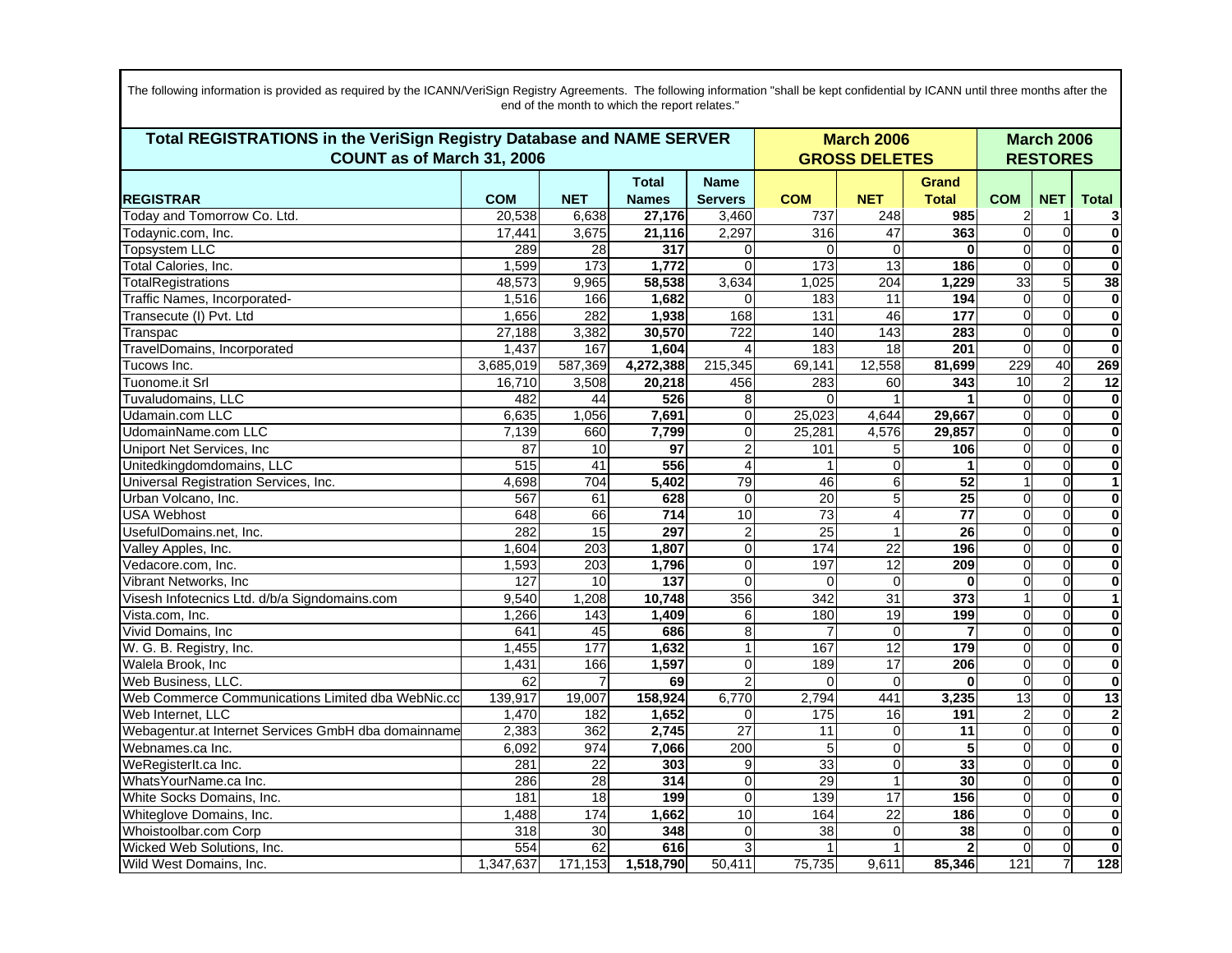The following information is provided as required by the ICANN/VeriSign Registry Agreements. The following information "shall be kept confidential by ICANN until three months after the end of the month to which the report relates."

| Total REGISTRATIONS in the VeriSign Registry Database and NAME SERVER COUNT as of March 31, 2006 | | | | | March 2006 GROSS DELETES | | | March 2006 RESTORES | | |
|---|---|---|---|---|---|---|---|---|---|---|
| **REGISTRAR** | **COM** | **NET** | **Total Names** | **Name Servers** | **COM** | **NET** | **Grand Total** | **COM** | **NET** | **Total** |
| Today and Tomorrow Co. Ltd. | 20,538 | 6,638 | **27,176** | 3,460 | 737 | 248 | **985** | 2 | 1 | **3** |
| Todaynic.com, Inc. | 17,441 | 3,675 | **21,116** | 2,297 | 316 | 47 | **363** | 0 | 0 | **0** |
| Topsystem LLC | 289 | 28 | **317** | 0 | 0 | 0 | **0** | 0 | 0 | **0** |
| Total Calories, Inc. | 1,599 | 173 | **1,772** | 0 | 173 | 13 | **186** | 0 | 0 | **0** |
| TotalRegistrations | 48,573 | 9,965 | **58,538** | 3,634 | 1,025 | 204 | **1,229** | 33 | 5 | **38** |
| Traffic Names, Incorporated- | 1,516 | 166 | **1,682** | 0 | 183 | 11 | **194** | 0 | 0 | **0** |
| Transecute (I) Pvt. Ltd | 1,656 | 282 | **1,938** | 168 | 131 | 46 | **177** | 0 | 0 | **0** |
| Transpac | 27,188 | 3,382 | **30,570** | 722 | 140 | 143 | **283** | 0 | 0 | **0** |
| TravelDomains, Incorporated | 1,437 | 167 | **1,604** | 4 | 183 | 18 | **201** | 0 | 0 | **0** |
| Tucows Inc. | 3,685,019 | 587,369 | **4,272,388** | 215,345 | 69,141 | 12,558 | **81,699** | 229 | 40 | **269** |
| Tuonome.it Srl | 16,710 | 3,508 | **20,218** | 456 | 283 | 60 | **343** | 10 | 2 | **12** |
| Tuvaludomains, LLC | 482 | 44 | **526** | 8 | 0 | 1 | **1** | 0 | 0 | **0** |
| Udamain.com LLC | 6,635 | 1,056 | **7,691** | 0 | 25,023 | 4,644 | **29,667** | 0 | 0 | **0** |
| UdomainName.com LLC | 7,139 | 660 | **7,799** | 0 | 25,281 | 4,576 | **29,857** | 0 | 0 | **0** |
| Uniport Net Services, Inc | 87 | 10 | **97** | 2 | 101 | 5 | **106** | 0 | 0 | **0** |
| Unitedkingdomdomains, LLC | 515 | 41 | **556** | 4 | 1 | 0 | **1** | 0 | 0 | **0** |
| Universal Registration Services, Inc. | 4,698 | 704 | **5,402** | 79 | 46 | 6 | **52** | 1 | 0 | **1** |
| Urban Volcano, Inc. | 567 | 61 | **628** | 0 | 20 | 5 | **25** | 0 | 0 | **0** |
| USA Webhost | 648 | 66 | **714** | 10 | 73 | 4 | **77** | 0 | 0 | **0** |
| UsefulDomains.net, Inc. | 282 | 15 | **297** | 2 | 25 | 1 | **26** | 0 | 0 | **0** |
| Valley Apples, Inc. | 1,604 | 203 | **1,807** | 0 | 174 | 22 | **196** | 0 | 0 | **0** |
| Vedacore.com, Inc. | 1,593 | 203 | **1,796** | 0 | 197 | 12 | **209** | 0 | 0 | **0** |
| Vibrant Networks, Inc | 127 | 10 | **137** | 0 | 0 | 0 | **0** | 0 | 0 | **0** |
| Visesh Infotecnics Ltd. d/b/a Signdomains.com | 9,540 | 1,208 | **10,748** | 356 | 342 | 31 | **373** | 1 | 0 | **1** |
| Vista.com, Inc. | 1,266 | 143 | **1,409** | 6 | 180 | 19 | **199** | 0 | 0 | **0** |
| Vivid Domains, Inc | 641 | 45 | **686** | 8 | 7 | 0 | **7** | 0 | 0 | **0** |
| W. G. B. Registry, Inc. | 1,455 | 177 | **1,632** | 1 | 167 | 12 | **179** | 0 | 0 | **0** |
| Walela Brook, Inc | 1,431 | 166 | **1,597** | 0 | 189 | 17 | **206** | 0 | 0 | **0** |
| Web Business, LLC. | 62 | 7 | **69** | 2 | 0 | 0 | **0** | 0 | 0 | **0** |
| Web Commerce Communications Limited dba WebNic.cc | 139,917 | 19,007 | **158,924** | 6,770 | 2,794 | 441 | **3,235** | 13 | 0 | **13** |
| Web Internet, LLC | 1,470 | 182 | **1,652** | 0 | 175 | 16 | **191** | 2 | 0 | **2** |
| Webagentur.at Internet Services GmbH dba domainname | 2,383 | 362 | **2,745** | 27 | 11 | 0 | **11** | 0 | 0 | **0** |
| Webnames.ca Inc. | 6,092 | 974 | **7,066** | 200 | 5 | 0 | **5** | 0 | 0 | **0** |
| WeRegisterIt.ca Inc. | 281 | 22 | **303** | 9 | 33 | 0 | **33** | 0 | 0 | **0** |
| WhatsYourName.ca Inc. | 286 | 28 | **314** | 0 | 29 | 1 | **30** | 0 | 0 | **0** |
| White Socks Domains, Inc. | 181 | 18 | **199** | 0 | 139 | 17 | **156** | 0 | 0 | **0** |
| Whiteglove Domains, Inc. | 1,488 | 174 | **1,662** | 10 | 164 | 22 | **186** | 0 | 0 | **0** |
| Whoistoolbar.com Corp | 318 | 30 | **348** | 0 | 38 | 0 | **38** | 0 | 0 | **0** |
| Wicked Web Solutions, Inc. | 554 | 62 | **616** | 3 | 1 | 1 | **2** | 0 | 0 | **0** |
| Wild West Domains, Inc. | 1,347,637 | 171,153 | **1,518,790** | 50,411 | 75,735 | 9,611 | **85,346** | 121 | 7 | **128** |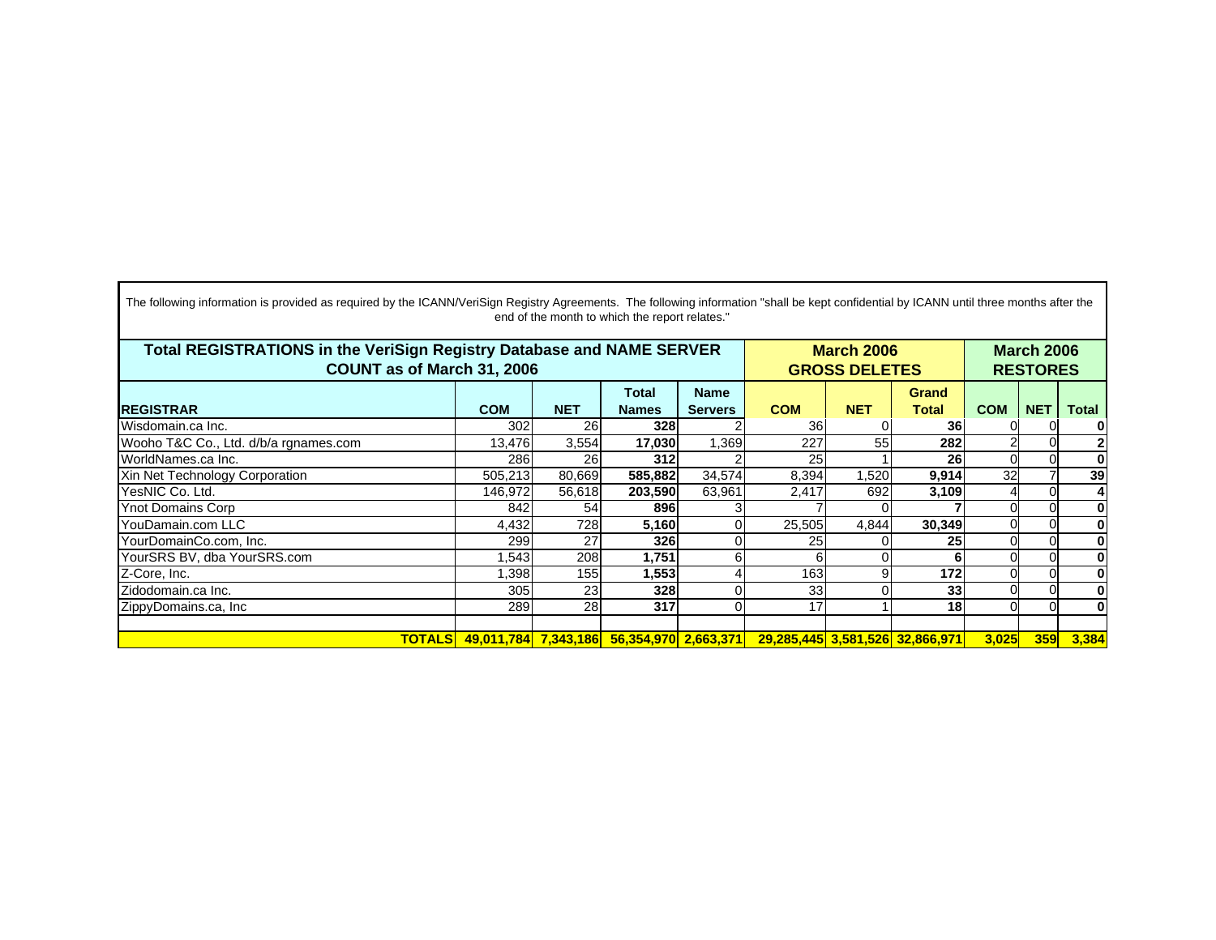The following information is provided as required by the ICANN/VeriSign Registry Agreements. The following information "shall be kept confidential by ICANN until three months after the end of the month to which the report relates."

| Total REGISTRATIONS in the VeriSign Registry Database and NAME SERVER COUNT as of March 31, 2006 | | | | | March 2006 GROSS DELETES | | | March 2006 RESTORES | | |
|---|---|---|---|---|---|---|---|---|---|---|
| REGISTRAR | COM | NET | Total Names | Name Servers | COM | NET | Grand Total | COM | NET | Total |
| Wisdomain.ca Inc. | 302 | 26 | **328** | 2 | 36 | 0 | **36** | 0 | 0 | **0** |
| Wooho T&C Co., Ltd. d/b/a rgnames.com | 13,476 | 3,554 | **17,030** | 1,369 | 227 | 55 | **282** | 2 | 0 | **2** |
| WorldNames.ca Inc. | 286 | 26 | **312** | 2 | 25 | 1 | **26** | 0 | 0 | **0** |
| Xin Net Technology Corporation | 505,213 | 80,669 | **585,882** | 34,574 | 8,394 | 1,520 | **9,914** | 32 | 7 | **39** |
| YesNIC Co. Ltd. | 146,972 | 56,618 | **203,590** | 63,961 | 2,417 | 692 | **3,109** | 4 | 0 | **4** |
| Ynot Domains Corp | 842 | 54 | **896** | 3 | 7 | 0 | **7** | 0 | 0 | **0** |
| YouDamain.com LLC | 4,432 | 728 | **5,160** | 0 | 25,505 | 4,844 | **30,349** | 0 | 0 | **0** |
| YourDomainCo.com, Inc. | 299 | 27 | **326** | 0 | 25 | 0 | **25** | 0 | 0 | **0** |
| YourSRS BV, dba YourSRS.com | 1,543 | 208 | **1,751** | 6 | 6 | 0 | **6** | 0 | 0 | **0** |
| Z-Core, Inc. | 1,398 | 155 | **1,553** | 4 | 163 | 9 | **172** | 0 | 0 | **0** |
| Zidodomain.ca Inc. | 305 | 23 | **328** | 0 | 33 | 0 | **33** | 0 | 0 | **0** |
| ZippyDomains.ca, Inc | 289 | 28 | **317** | 0 | 17 | 1 | **18** | 0 | 0 | **0** |
| | | | | | | | | | | |
| **TOTALS** | **49,011,784** | **7,343,186** | **56,354,970** | **2,663,371** | **29,285,445** | **3,581,526** | **32,866,971** | **3,025** | **359** | **3,384** |